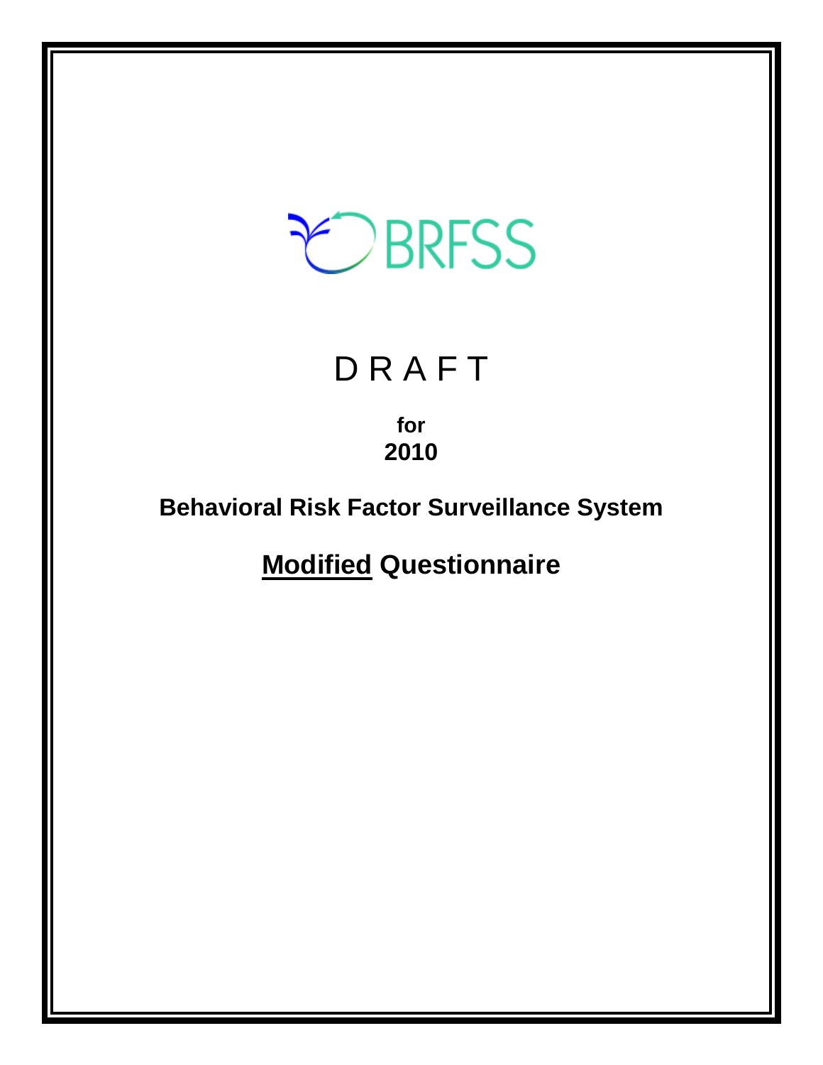BRFSS

# D R A F T

**for**
**2010**

## Behavioral Risk Factor Surveillance System

## Modified Questionnaire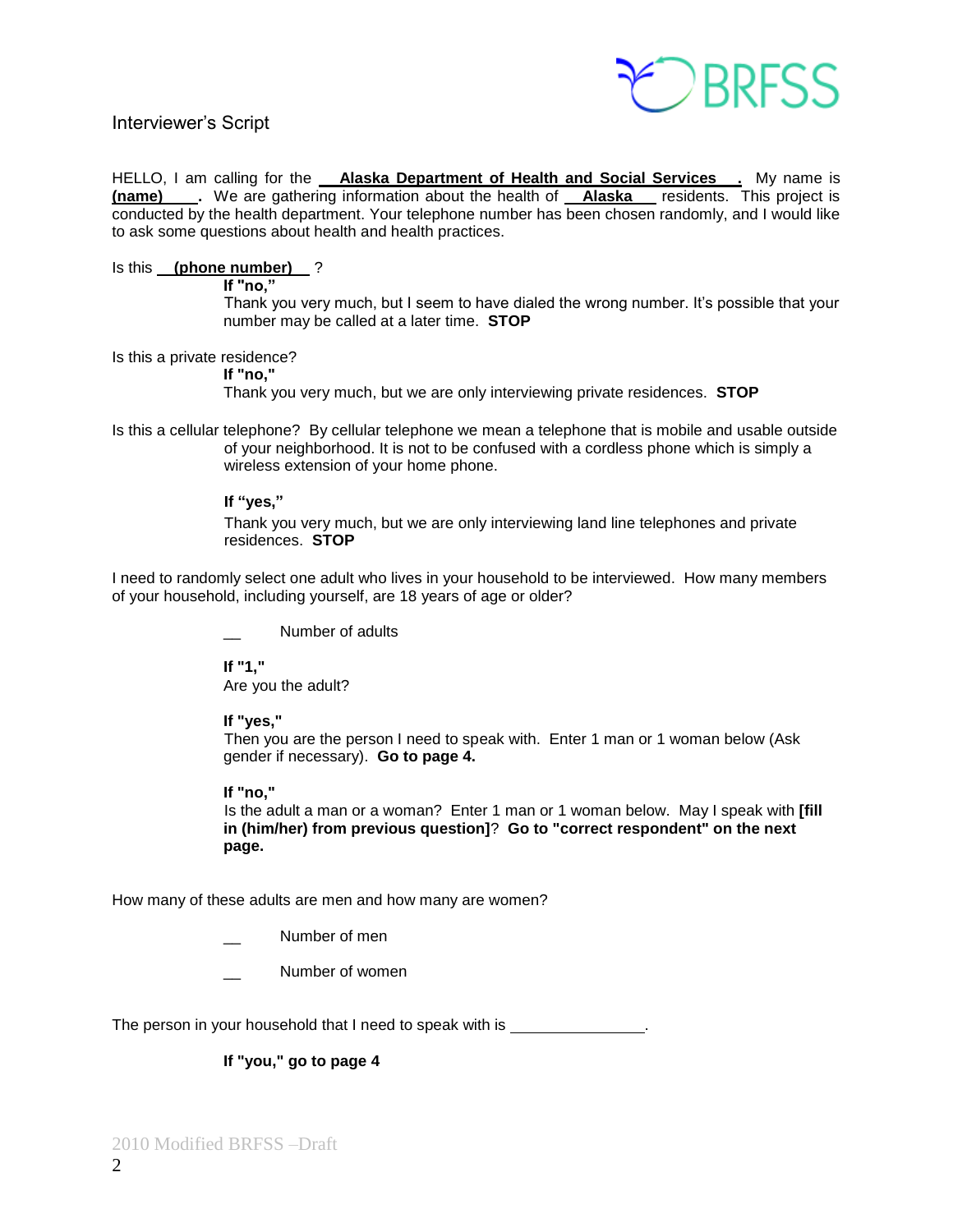Interviewer's Script

HELLO, I am calling for the **Alaska Department of Health and Social Services**. My name is **(name)**. We are gathering information about the health of **Alaska** residents. This project is conducted by the health department. Your telephone number has been chosen randomly, and I would like to ask some questions about health and health practices.

Is this **(phone number)** ?

**If "no,"**
Thank you very much, but I seem to have dialed the wrong number. It's possible that your number may be called at a later time. **STOP**

Is this a private residence?

**If "no,"**
Thank you very much, but we are only interviewing private residences. **STOP**

Is this a cellular telephone? By cellular telephone we mean a telephone that is mobile and usable outside of your neighborhood. It is not to be confused with a cordless phone which is simply a wireless extension of your home phone.

**If "yes,"**
Thank you very much, but we are only interviewing land line telephones and private residences. **STOP**

I need to randomly select one adult who lives in your household to be interviewed. How many members of your household, including yourself, are 18 years of age or older?

\_\_ Number of adults

**If "1,"**
Are you the adult?

**If "yes,"**
Then you are the person I need to speak with. Enter 1 man or 1 woman below (Ask gender if necessary). **Go to page 4.**

**If "no,"**
Is the adult a man or a woman? Enter 1 man or 1 woman below. May I speak with **[fill in (him/her) from previous question]**? **Go to "correct respondent" on the next page.**

How many of these adults are men and how many are women?

\_\_ Number of men

\_\_ Number of women

The person in your household that I need to speak with is \_\_\_\_\_\_\_\_\_\_\_\_\_\_\_\_.

**If "you," go to page 4**

2010 Modified BRFSS –Draft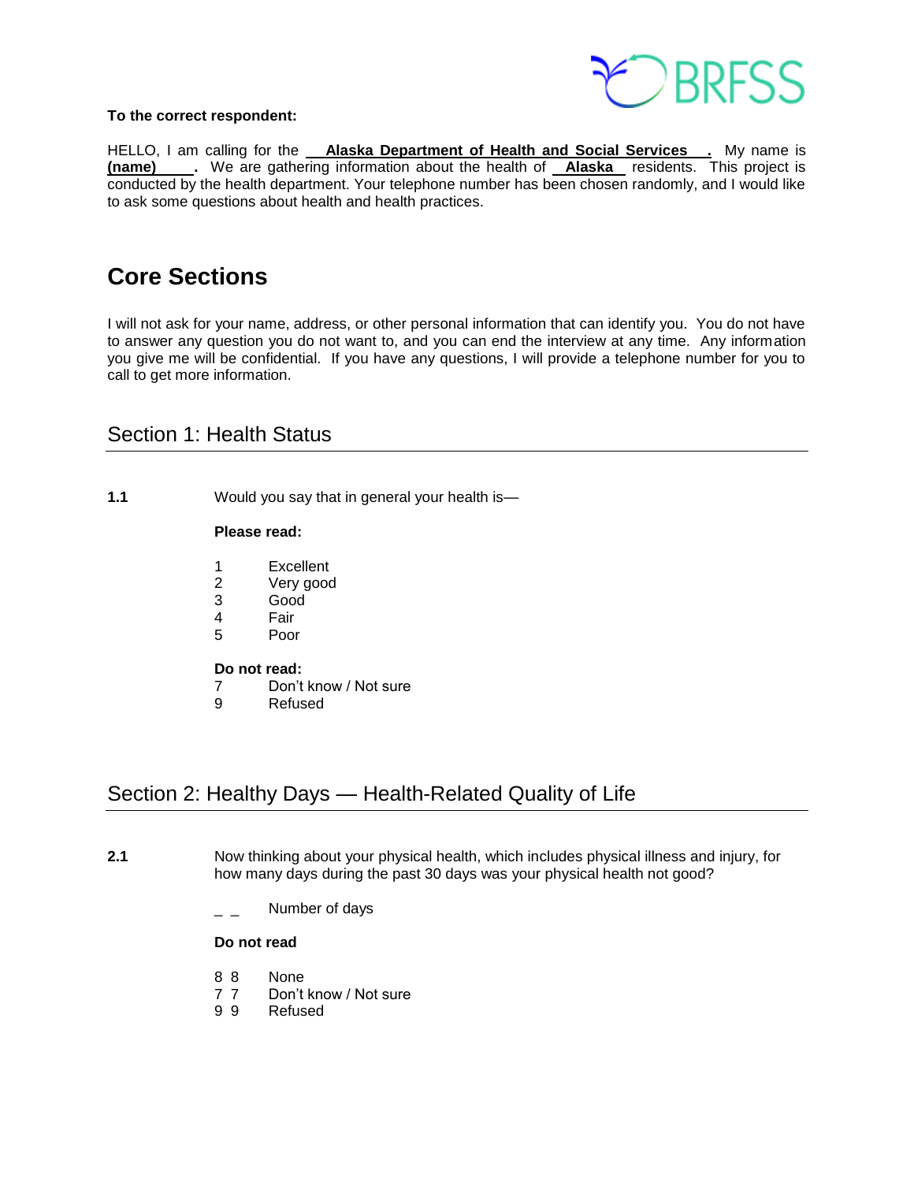**To the correct respondent:**

HELLO, I am calling for the **Alaska Department of Health and Social Services .** My name is **(name) .** We are gathering information about the health of **Alaska** residents. This project is conducted by the health department. Your telephone number has been chosen randomly, and I would like to ask some questions about health and health practices.

# Core Sections

I will not ask for your name, address, or other personal information that can identify you. You do not have to answer any question you do not want to, and you can end the interview at any time. Any information you give me will be confidential. If you have any questions, I will provide a telephone number for you to call to get more information.

## Section 1: Health Status

**1.1** Would you say that in general your health is—

**Please read:**

1 Excellent
2 Very good
3 Good
4 Fair
5 Poor

**Do not read:**
7 Don't know / Not sure
9 Refused

## Section 2: Healthy Days — Health-Related Quality of Life

**2.1** Now thinking about your physical health, which includes physical illness and injury, for how many days during the past 30 days was your physical health not good?

_ _ Number of days

**Do not read**

8 8 None
7 7 Don't know / Not sure
9 9 Refused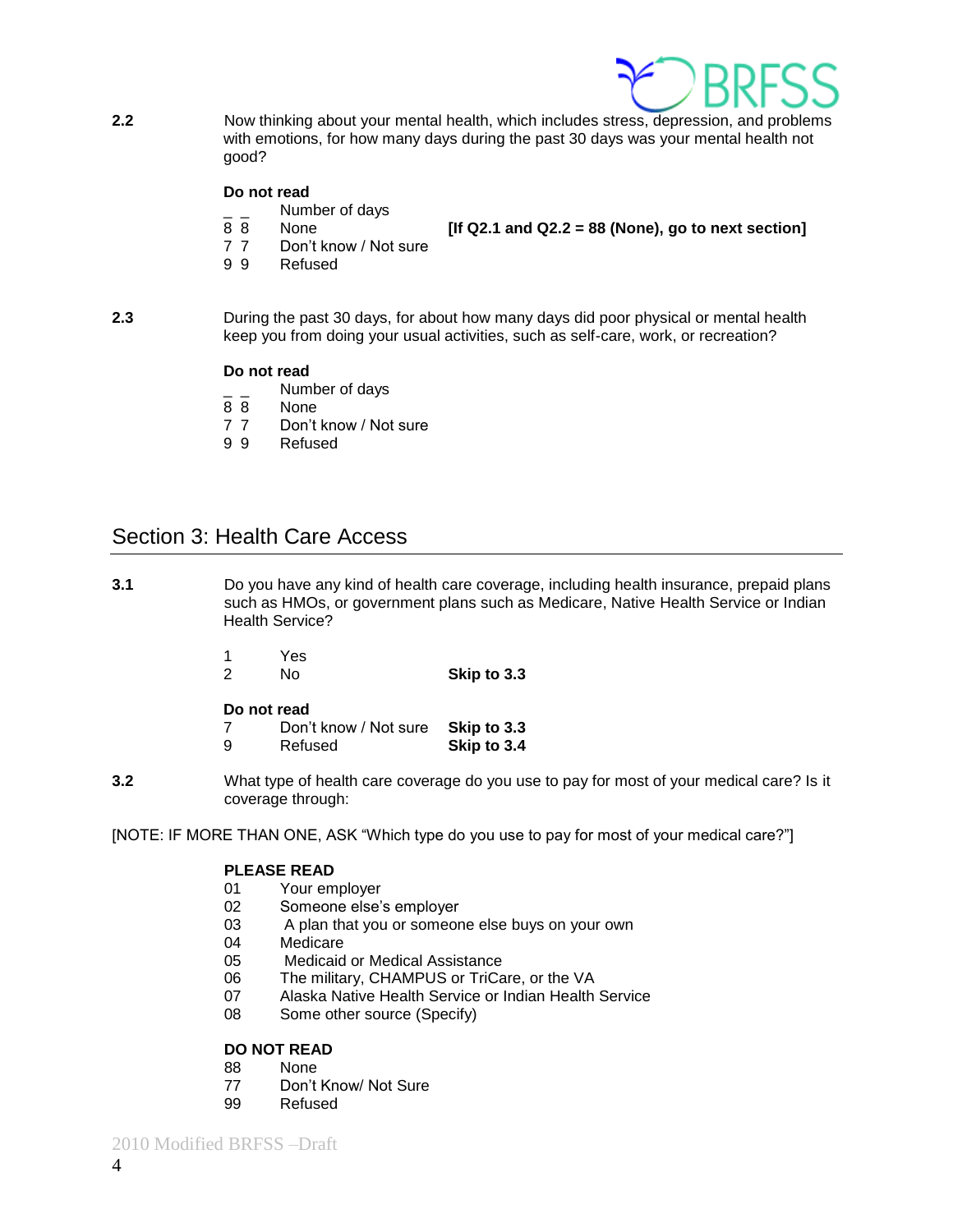**2.2** Now thinking about your mental health, which includes stress, depression, and problems with emotions, for how many days during the past 30 days was your mental health not good?

**Do not read**

| | | |
|---|---|---|
| _ _ | Number of days | |
| 8 8 | None | **[If Q2.1 and Q2.2 = 88 (None), go to next section]** |
| 7 7 | Don't know / Not sure | |
| 9 9 | Refused | |

**2.3** During the past 30 days, for about how many days did poor physical or mental health keep you from doing your usual activities, such as self-care, work, or recreation?

**Do not read**

| | |
|---|---|
| _ _ | Number of days |
| 8 8 | None |
| 7 7 | Don't know / Not sure |
| 9 9 | Refused |

## Section 3: Health Care Access

**3.1** Do you have any kind of health care coverage, including health insurance, prepaid plans such as HMOs, or government plans such as Medicare, Native Health Service or Indian Health Service?

| | | |
|---|---|---|
| 1 | Yes | |
| 2 | No | **Skip to 3.3** |

**Do not read**

| | | |
|---|---|---|
| 7 | Don't know / Not sure | **Skip to 3.3** |
| 9 | Refused | **Skip to 3.4** |

**3.2** What type of health care coverage do you use to pay for most of your medical care? Is it coverage through:

[NOTE: IF MORE THAN ONE, ASK "Which type do you use to pay for most of your medical care?"]

**PLEASE READ**

| | |
|---|---|
| 01 | Your employer |
| 02 | Someone else's employer |
| 03 | A plan that you or someone else buys on your own |
| 04 | Medicare |
| 05 | Medicaid or Medical Assistance |
| 06 | The military, CHAMPUS or TriCare, or the VA |
| 07 | Alaska Native Health Service or Indian Health Service |
| 08 | Some other source (Specify) |

**DO NOT READ**

| | |
|---|---|
| 88 | None |
| 77 | Don't Know/ Not Sure |
| 99 | Refused |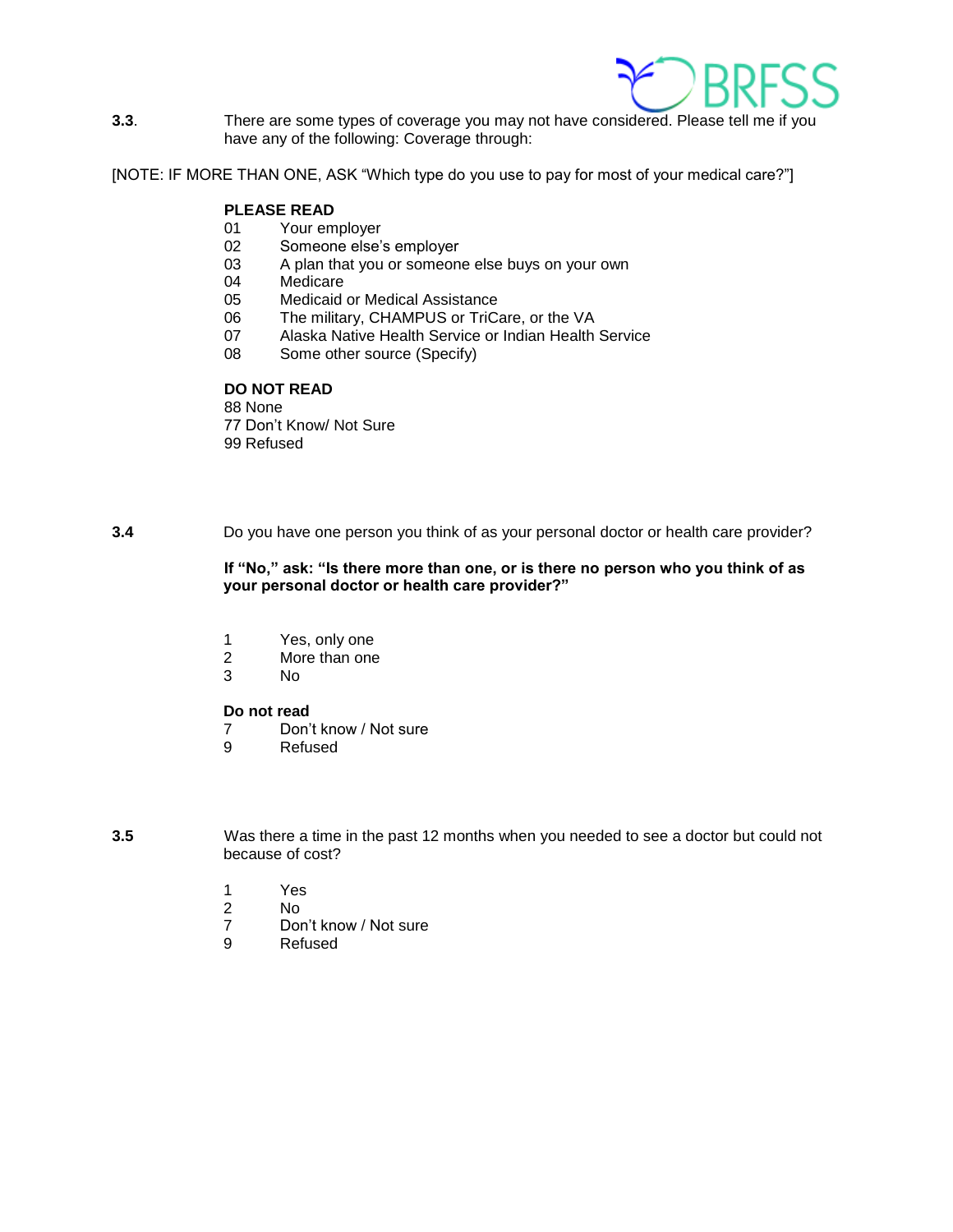**3.3**. There are some types of coverage you may not have considered. Please tell me if you have any of the following: Coverage through:

[NOTE: IF MORE THAN ONE, ASK “Which type do you use to pay for most of your medical care?”]

**PLEASE READ**

01 Your employer
02 Someone else’s employer
03 A plan that you or someone else buys on your own
04 Medicare
05 Medicaid or Medical Assistance
06 The military, CHAMPUS or TriCare, or the VA
07 Alaska Native Health Service or Indian Health Service
08 Some other source (Specify)

**DO NOT READ**

88 None
77 Don’t Know/ Not Sure
99 Refused

**3.4** Do you have one person you think of as your personal doctor or health care provider?

**If “No,” ask: “Is there more than one, or is there no person who you think of as your personal doctor or health care provider?”**

1 Yes, only one
2 More than one
3 No

**Do not read**

7 Don’t know / Not sure
9 Refused

**3.5** Was there a time in the past 12 months when you needed to see a doctor but could not because of cost?

1 Yes
2 No
7 Don’t know / Not sure
9 Refused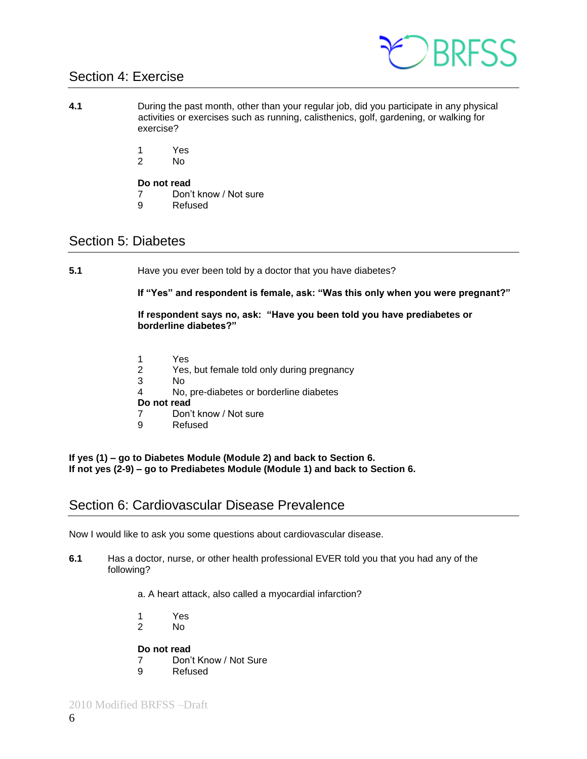## Section 4: Exercise

**4.1** During the past month, other than your regular job, did you participate in any physical activities or exercises such as running, calisthenics, golf, gardening, or walking for exercise?

1 Yes
2 No

**Do not read**
7 Don't know / Not sure
9 Refused

## Section 5: Diabetes

**5.1** Have you ever been told by a doctor that you have diabetes?

**If "Yes" and respondent is female, ask: "Was this only when you were pregnant?"**

**If respondent says no, ask: "Have you been told you have prediabetes or borderline diabetes?"**

1 Yes
2 Yes, but female told only during pregnancy
3 No
4 No, pre-diabetes or borderline diabetes

**Do not read**
7 Don't know / Not sure
9 Refused

**If yes (1) – go to Diabetes Module (Module 2) and back to Section 6.**
**If not yes (2-9) – go to Prediabetes Module (Module 1) and back to Section 6.**

## Section 6: Cardiovascular Disease Prevalence

Now I would like to ask you some questions about cardiovascular disease.

**6.1** Has a doctor, nurse, or other health professional EVER told you that you had any of the following?

a. A heart attack, also called a myocardial infarction?

1 Yes
2 No

**Do not read**
7 Don't Know / Not Sure
9 Refused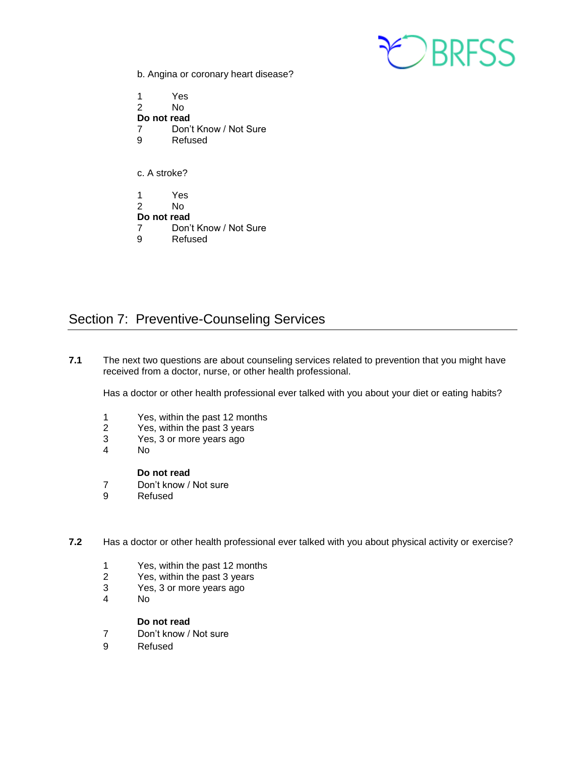b. Angina or coronary heart disease?

1 Yes
2 No
**Do not read**
7 Don't Know / Not Sure
9 Refused

c. A stroke?

1 Yes
2 No
**Do not read**
7 Don't Know / Not Sure
9 Refused

## Section 7: Preventive-Counseling Services

**7.1** The next two questions are about counseling services related to prevention that you might have received from a doctor, nurse, or other health professional.

Has a doctor or other health professional ever talked with you about your diet or eating habits?

1 Yes, within the past 12 months
2 Yes, within the past 3 years
3 Yes, 3 or more years ago
4 No

**Do not read**
7 Don't know / Not sure
9 Refused

**7.2** Has a doctor or other health professional ever talked with you about physical activity or exercise?

1 Yes, within the past 12 months
2 Yes, within the past 3 years
3 Yes, 3 or more years ago
4 No

**Do not read**
7 Don't know / Not sure
9 Refused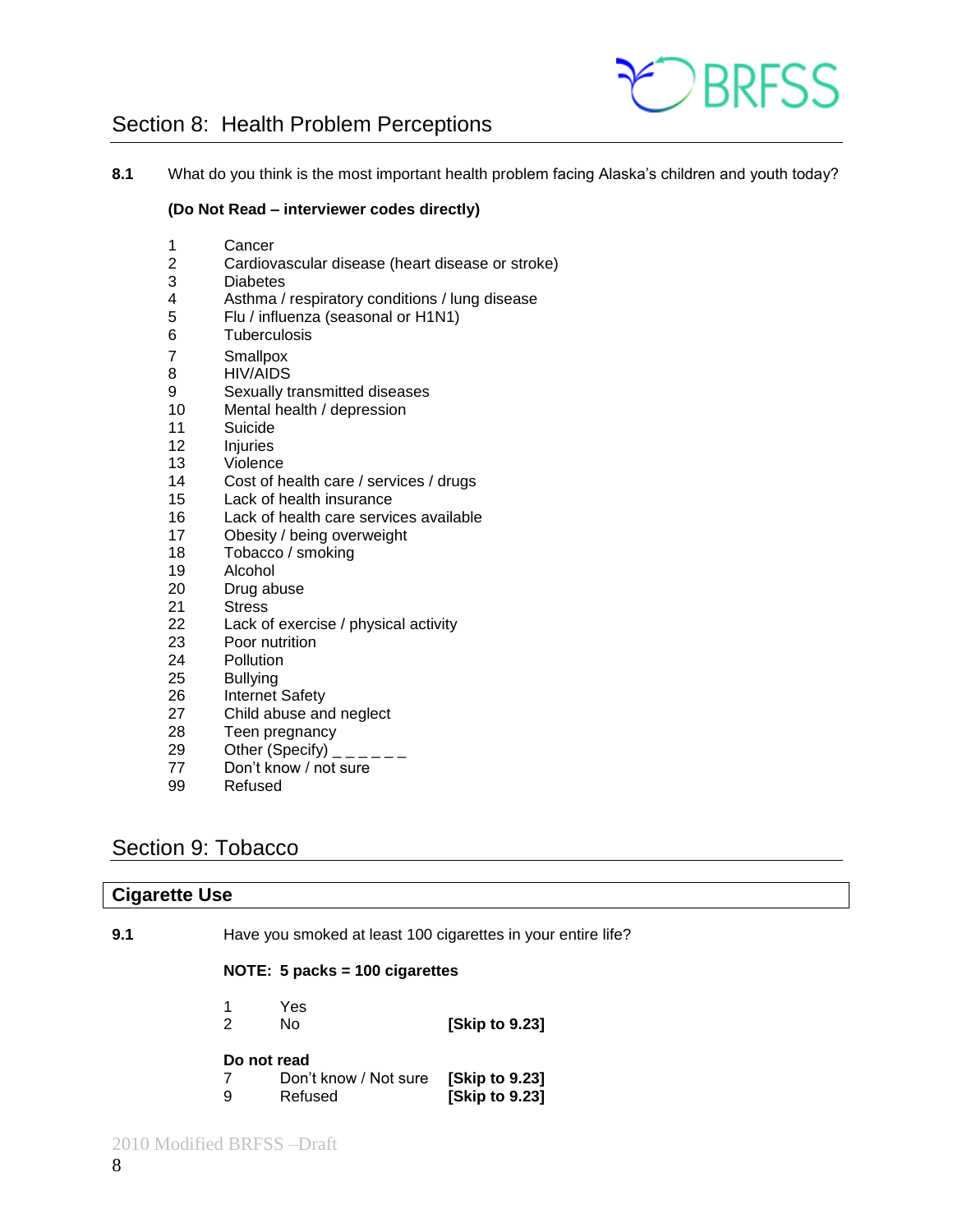## Section 8: Health Problem Perceptions

**8.1** What do you think is the most important health problem facing Alaska's children and youth today?

**(Do Not Read – interviewer codes directly)**

1 Cancer
2 Cardiovascular disease (heart disease or stroke)
3 Diabetes
4 Asthma / respiratory conditions / lung disease
5 Flu / influenza (seasonal or H1N1)
6 Tuberculosis
7 Smallpox
8 HIV/AIDS
9 Sexually transmitted diseases
10 Mental health / depression
11 Suicide
12 Injuries
13 Violence
14 Cost of health care / services / drugs
15 Lack of health insurance
16 Lack of health care services available
17 Obesity / being overweight
18 Tobacco / smoking
19 Alcohol
20 Drug abuse
21 Stress
22 Lack of exercise / physical activity
23 Poor nutrition
24 Pollution
25 Bullying
26 Internet Safety
27 Child abuse and neglect
28 Teen pregnancy
29 Other (Specify) _ _ _ _ _ _
77 Don't know / not sure
99 Refused

## Section 9: Tobacco

### Cigarette Use

**9.1** Have you smoked at least 100 cigarettes in your entire life?

**NOTE: 5 packs = 100 cigarettes**

1 Yes
2 No **[Skip to 9.23]**

**Do not read**
7 Don't know / Not sure **[Skip to 9.23]**
9 Refused **[Skip to 9.23]**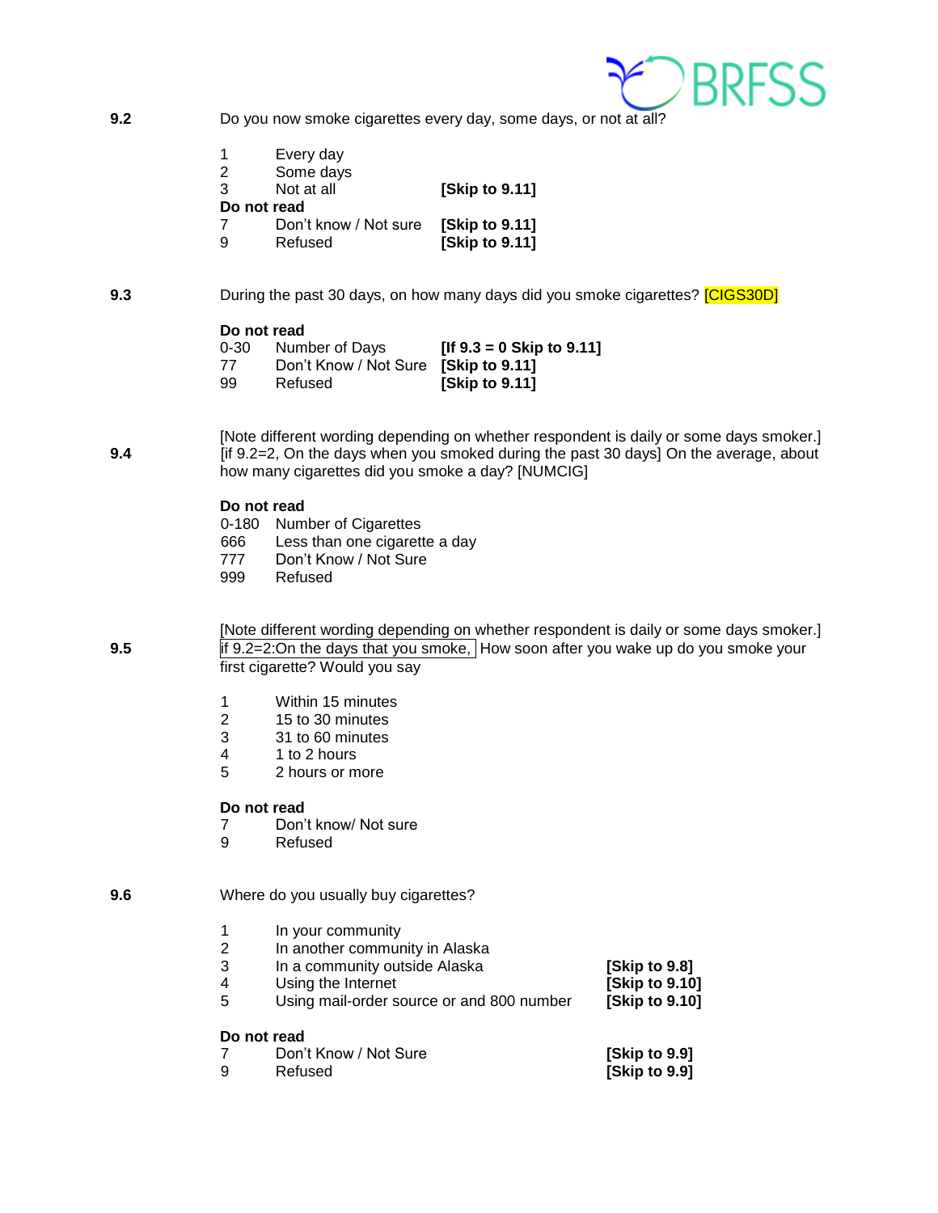**9.2** Do you now smoke cigarettes every day, some days, or not at all?

| | | |
|---|---|---|
| 1 | Every day | |
| 2 | Some days | |
| 3 | Not at all | **[Skip to 9.11]** |
| **Do not read** | | |
| 7 | Don't know / Not sure | **[Skip to 9.11]** |
| 9 | Refused | **[Skip to 9.11]** |

**9.3** During the past 30 days, on how many days did you smoke cigarettes? [CIGS30D]

**Do not read**

| | | |
|---|---|---|
| 0-30 | Number of Days | **[If 9.3 = 0 Skip to 9.11]** |
| 77 | Don't Know / Not Sure | **[Skip to 9.11]** |
| 99 | Refused | **[Skip to 9.11]** |

**9.4** [Note different wording depending on whether respondent is daily or some days smoker.] [if 9.2=2, On the days when you smoked during the past 30 days] On the average, about how many cigarettes did you smoke a day? [NUMCIG]

**Do not read**

| | |
|---|---|
| 0-180 | Number of Cigarettes |
| 666 | Less than one cigarette a day |
| 777 | Don't Know / Not Sure |
| 999 | Refused |

**9.5** [Note different wording depending on whether respondent is daily or some days smoker.] if 9.2=2:On the days that you smoke, How soon after you wake up do you smoke your first cigarette? Would you say

| | |
|---|---|
| 1 | Within 15 minutes |
| 2 | 15 to 30 minutes |
| 3 | 31 to 60 minutes |
| 4 | 1 to 2 hours |
| 5 | 2 hours or more |

**Do not read**

| | |
|---|---|
| 7 | Don't know/ Not sure |
| 9 | Refused |

**9.6** Where do you usually buy cigarettes?

| | | |
|---|---|---|
| 1 | In your community | |
| 2 | In another community in Alaska | |
| 3 | In a community outside Alaska | **[Skip to 9.8]** |
| 4 | Using the Internet | **[Skip to 9.10]** |
| 5 | Using mail-order source or and 800 number | **[Skip to 9.10]** |
| **Do not read** | | |
| 7 | Don't Know / Not Sure | **[Skip to 9.9]** |
| 9 | Refused | **[Skip to 9.9]** |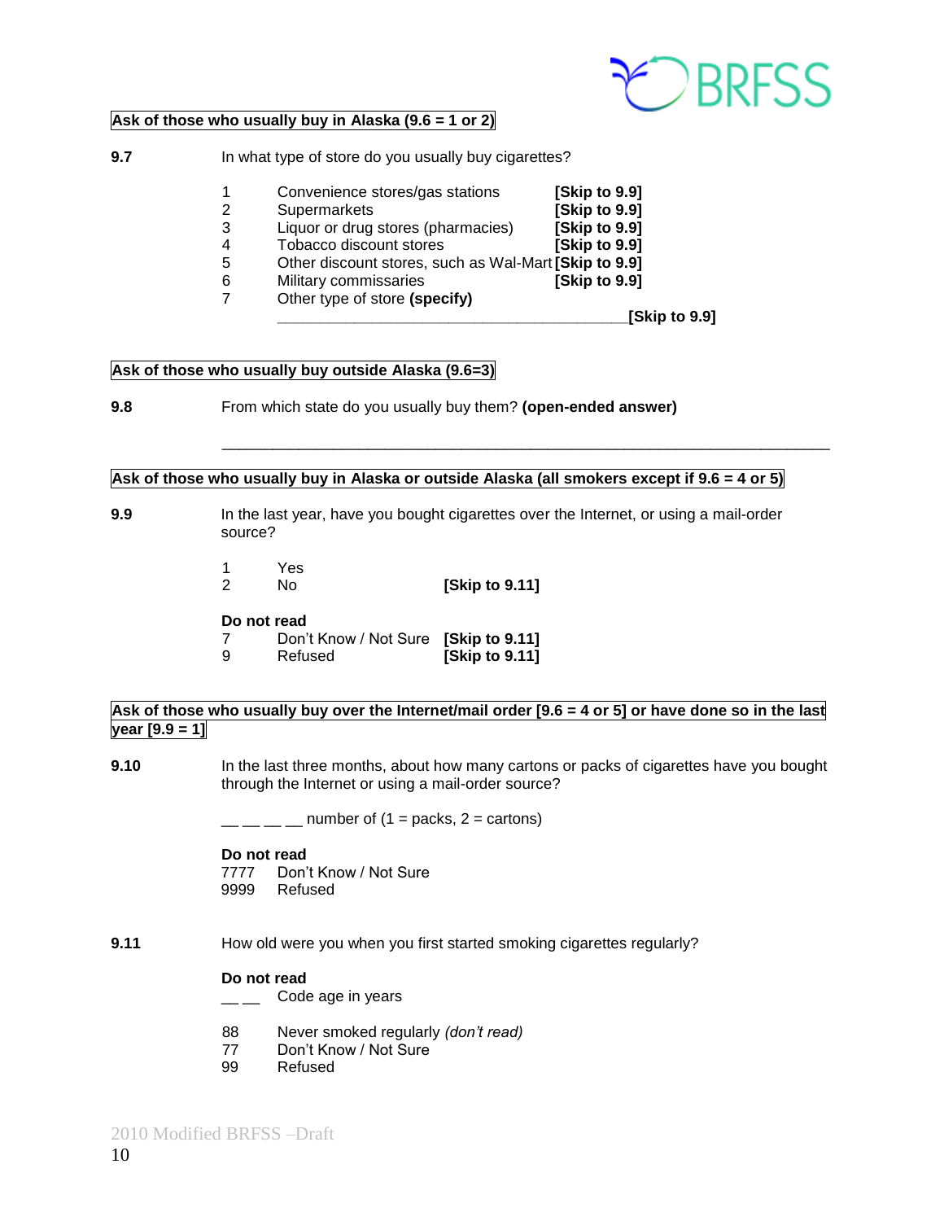**Ask of those who usually buy in Alaska (9.6 = 1 or 2)**

**9.7** In what type of store do you usually buy cigarettes?

| | | |
|---|---|---|
| 1 | Convenience stores/gas stations | **[Skip to 9.9]** |
| 2 | Supermarkets | **[Skip to 9.9]** |
| 3 | Liquor or drug stores (pharmacies) | **[Skip to 9.9]** |
| 4 | Tobacco discount stores | **[Skip to 9.9]** |
| 5 | Other discount stores, such as Wal-Mart | **[Skip to 9.9]** |
| 6 | Military commissaries | **[Skip to 9.9]** |
| 7 | Other type of store **(specify)** ________________________________________ | **[Skip to 9.9]** |

**Ask of those who usually buy outside Alaska (9.6=3)**

**9.8** From which state do you usually buy them? **(open-ended answer)**

________________________________________________________________________

**Ask of those who usually buy in Alaska or outside Alaska (all smokers except if 9.6 = 4 or 5)**

**9.9** In the last year, have you bought cigarettes over the Internet, or using a mail-order source?

| | | |
|---|---|---|
| 1 | Yes | |
| 2 | No | **[Skip to 9.11]** |

**Do not read**

| | | |
|---|---|---|
| 7 | Don't Know / Not Sure | **[Skip to 9.11]** |
| 9 | Refused | **[Skip to 9.11]** |

**Ask of those who usually buy over the Internet/mail order [9.6 = 4 or 5] or have done so in the last year [9.9 = 1]**

**9.10** In the last three months, about how many cartons or packs of cigarettes have you bought through the Internet or using a mail-order source?

__ __ __ __ number of (1 = packs, 2 = cartons)

**Do not read**

7777 Don't Know / Not Sure
9999 Refused

**9.11** How old were you when you first started smoking cigarettes regularly?

**Do not read**

__ __ Code age in years

88 Never smoked regularly *(don't read)*
77 Don't Know / Not Sure
99 Refused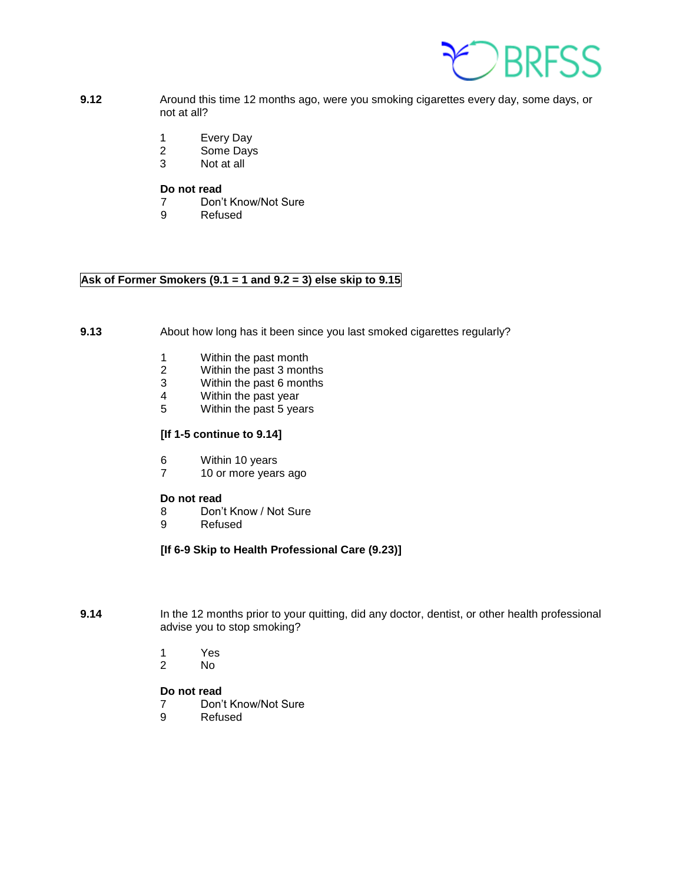**9.12** Around this time 12 months ago, were you smoking cigarettes every day, some days, or not at all?

1 Every Day
2 Some Days
3 Not at all

**Do not read**
7 Don't Know/Not Sure
9 Refused

**Ask of Former Smokers (9.1 = 1 and 9.2 = 3) else skip to 9.15**

**9.13** About how long has it been since you last smoked cigarettes regularly?

1 Within the past month
2 Within the past 3 months
3 Within the past 6 months
4 Within the past year
5 Within the past 5 years

**[If 1-5 continue to 9.14]**

6 Within 10 years
7 10 or more years ago

**Do not read**
8 Don't Know / Not Sure
9 Refused

**[If 6-9 Skip to Health Professional Care (9.23)]**

**9.14** In the 12 months prior to your quitting, did any doctor, dentist, or other health professional advise you to stop smoking?

1 Yes
2 No

**Do not read**
7 Don't Know/Not Sure
9 Refused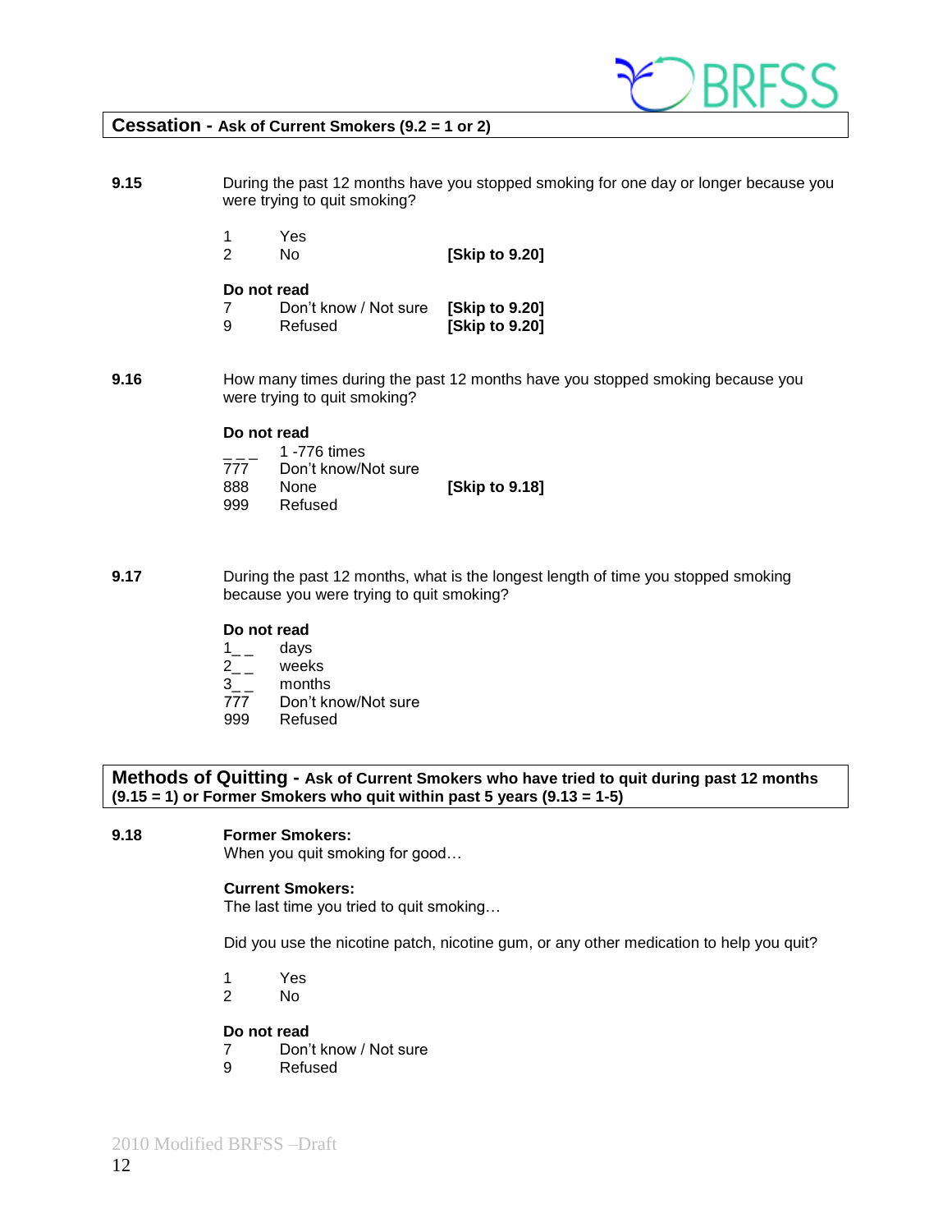## **Cessation -** Ask of Current Smokers (9.2 = 1 or 2)

**9.15** During the past 12 months have you stopped smoking for one day or longer because you were trying to quit smoking?

1 Yes
2 No **[Skip to 9.20]**

**Do not read**
7 Don't know / Not sure **[Skip to 9.20]**
9 Refused **[Skip to 9.20]**

**9.16** How many times during the past 12 months have you stopped smoking because you were trying to quit smoking?

**Do not read**
_ _ _ 1 -776 times
777 Don't know/Not sure
888 None **[Skip to 9.18]**
999 Refused

**9.17** During the past 12 months, what is the longest length of time you stopped smoking because you were trying to quit smoking?

**Do not read**
1_ _ days
2_ _ weeks
3_ _ months
777 Don't know/Not sure
999 Refused

## **Methods of Quitting -** Ask of Current Smokers who have tried to quit during past 12 months (9.15 = 1) or Former Smokers who quit within past 5 years (9.13 = 1-5)

**9.18** **Former Smokers:**
When you quit smoking for good…

**Current Smokers:**
The last time you tried to quit smoking…

Did you use the nicotine patch, nicotine gum, or any other medication to help you quit?

1 Yes
2 No

**Do not read**
7 Don't know / Not sure
9 Refused

2010 Modified BRFSS –Draft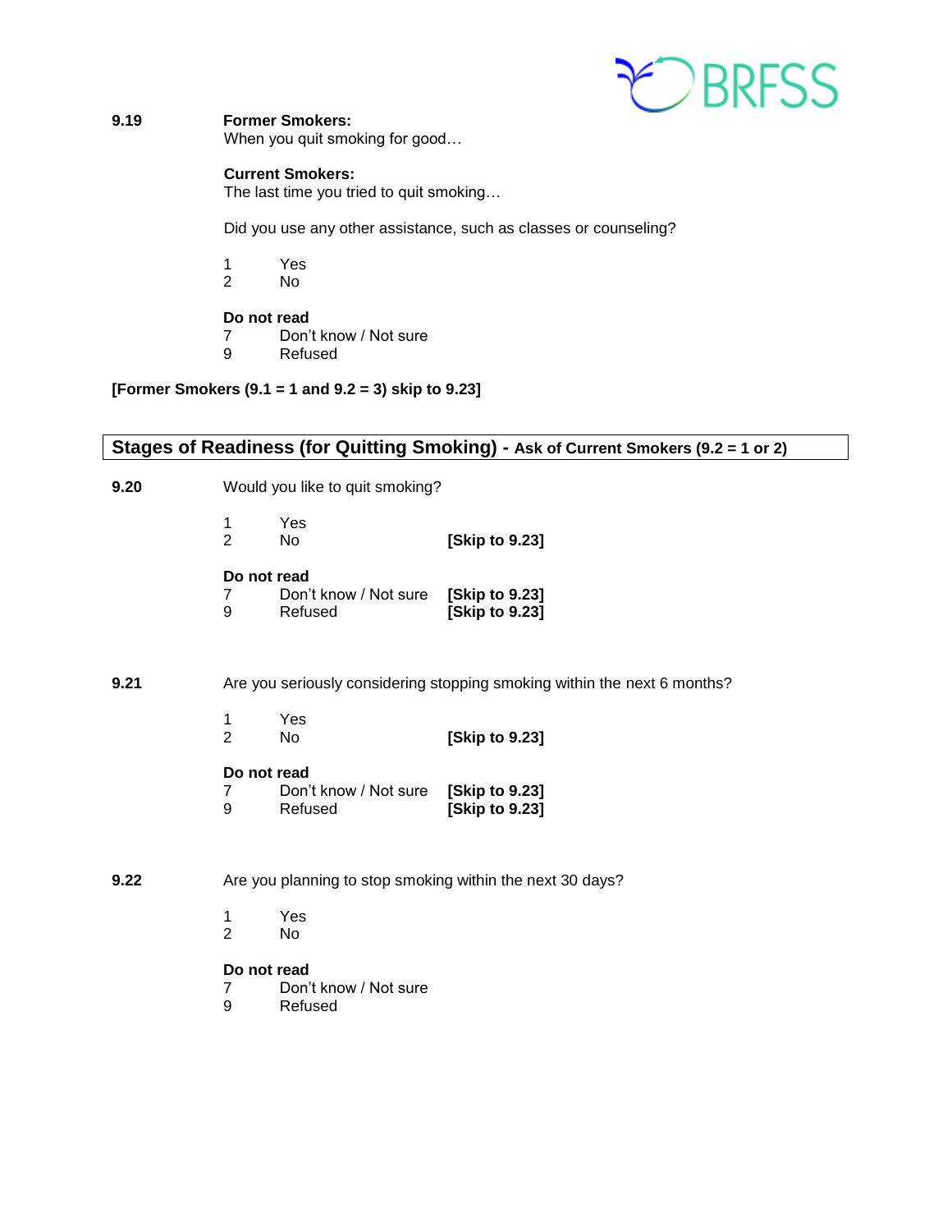**9.19** **Former Smokers:**
When you quit smoking for good…

**Current Smokers:**
The last time you tried to quit smoking…

Did you use any other assistance, such as classes or counseling?

1 Yes
2 No

**Do not read**
7 Don't know / Not sure
9 Refused

**[Former Smokers (9.1 = 1 and 9.2 = 3) skip to 9.23]**

## Stages of Readiness (for Quitting Smoking) - Ask of Current Smokers (9.2 = 1 or 2)

**9.20** Would you like to quit smoking?

1 Yes
2 No **[Skip to 9.23]**

**Do not read**
7 Don't know / Not sure **[Skip to 9.23]**
9 Refused **[Skip to 9.23]**

**9.21** Are you seriously considering stopping smoking within the next 6 months?

1 Yes
2 No **[Skip to 9.23]**

**Do not read**
7 Don't know / Not sure **[Skip to 9.23]**
9 Refused **[Skip to 9.23]**

**9.22** Are you planning to stop smoking within the next 30 days?

1 Yes
2 No

**Do not read**
7 Don't know / Not sure
9 Refused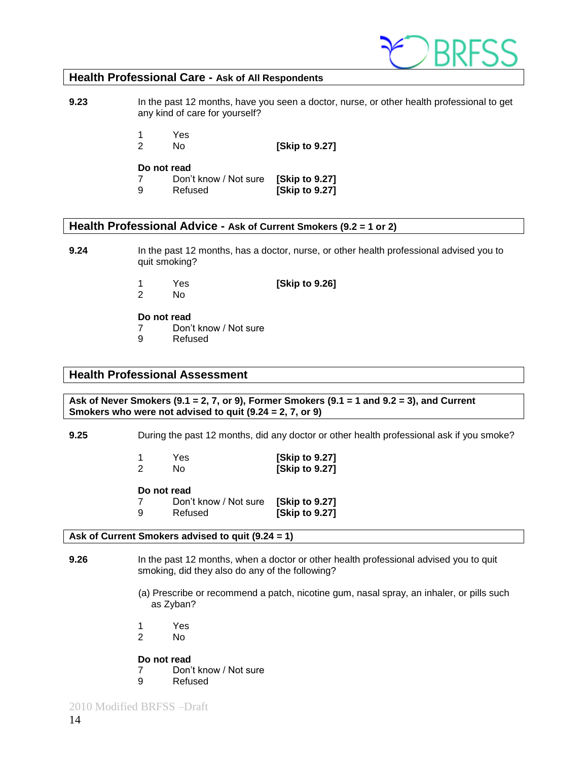## Health Professional Care - Ask of All Respondents

**9.23** In the past 12 months, have you seen a doctor, nurse, or other health professional to get any kind of care for yourself?

1 Yes
2 No **[Skip to 9.27]**

**Do not read**
7 Don't know / Not sure **[Skip to 9.27]**
9 Refused **[Skip to 9.27]**

## Health Professional Advice - Ask of Current Smokers (9.2 = 1 or 2)

**9.24** In the past 12 months, has a doctor, nurse, or other health professional advised you to quit smoking?

1 Yes **[Skip to 9.26]**
2 No

**Do not read**
7 Don't know / Not sure
9 Refused

## Health Professional Assessment

**Ask of Never Smokers (9.1 = 2, 7, or 9), Former Smokers (9.1 = 1 and 9.2 = 3), and Current Smokers who were not advised to quit (9.24 = 2, 7, or 9)**

**9.25** During the past 12 months, did any doctor or other health professional ask if you smoke?

1 Yes **[Skip to 9.27]**
2 No **[Skip to 9.27]**

**Do not read**
7 Don't know / Not sure **[Skip to 9.27]**
9 Refused **[Skip to 9.27]**

**Ask of Current Smokers advised to quit (9.24 = 1)**

**9.26** In the past 12 months, when a doctor or other health professional advised you to quit smoking, did they also do any of the following?

(a) Prescribe or recommend a patch, nicotine gum, nasal spray, an inhaler, or pills such as Zyban?

1 Yes
2 No

**Do not read**
7 Don't know / Not sure
9 Refused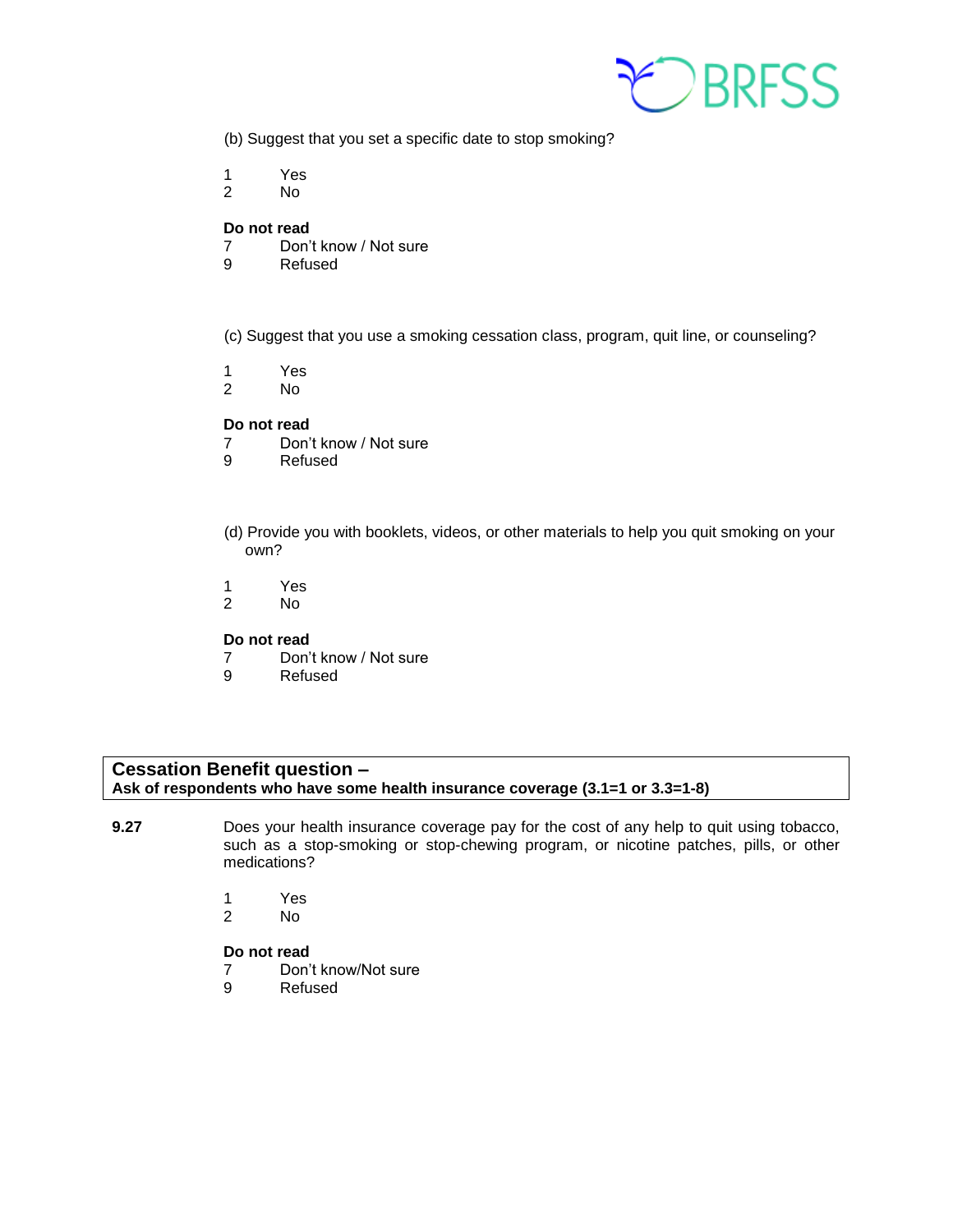(b) Suggest that you set a specific date to stop smoking?

1 Yes
2 No

**Do not read**
7 Don't know / Not sure
9 Refused

(c) Suggest that you use a smoking cessation class, program, quit line, or counseling?

1 Yes
2 No

**Do not read**
7 Don't know / Not sure
9 Refused

(d) Provide you with booklets, videos, or other materials to help you quit smoking on your own?

1 Yes
2 No

**Do not read**
7 Don't know / Not sure
9 Refused

## Cessation Benefit question –

**Ask of respondents who have some health insurance coverage (3.1=1 or 3.3=1-8)**

**9.27** Does your health insurance coverage pay for the cost of any help to quit using tobacco, such as a stop-smoking or stop-chewing program, or nicotine patches, pills, or other medications?

1 Yes
2 No

**Do not read**
7 Don't know/Not sure
9 Refused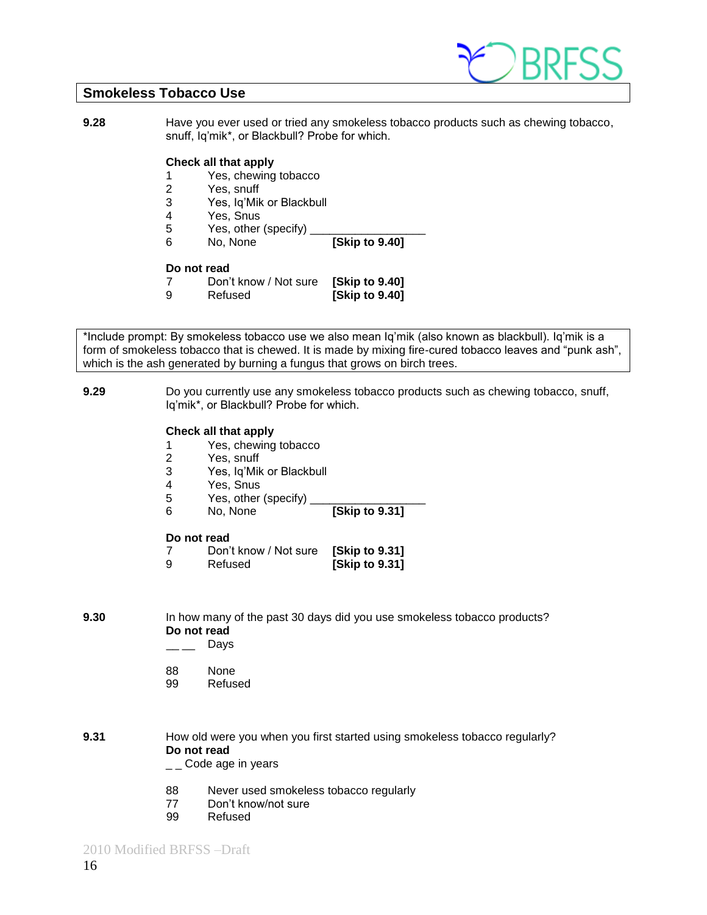## Smokeless Tobacco Use

**9.28** Have you ever used or tried any smokeless tobacco products such as chewing tobacco, snuff, Iq'mik*, or Blackbull? Probe for which.

**Check all that apply**

1 Yes, chewing tobacco
2 Yes, snuff
3 Yes, Iq'Mik or Blackbull
4 Yes, Snus
5 Yes, other (specify) ________________
6 No, None **[Skip to 9.40]**

**Do not read**

7 Don't know / Not sure **[Skip to 9.40]**
9 Refused **[Skip to 9.40]**

*Include prompt: By smokeless tobacco use we also mean Iq'mik (also known as blackbull). Iq'mik is a form of smokeless tobacco that is chewed. It is made by mixing fire-cured tobacco leaves and "punk ash", which is the ash generated by burning a fungus that grows on birch trees.

**9.29** Do you currently use any smokeless tobacco products such as chewing tobacco, snuff, Iq'mik*, or Blackbull? Probe for which.

**Check all that apply**

1 Yes, chewing tobacco
2 Yes, snuff
3 Yes, Iq'Mik or Blackbull
4 Yes, Snus
5 Yes, other (specify) ________________
6 No, None **[Skip to 9.31]**

**Do not read**

7 Don't know / Not sure **[Skip to 9.31]**
9 Refused **[Skip to 9.31]**

**9.30** In how many of the past 30 days did you use smokeless tobacco products?
**Do not read**

__ __ Days

88 None
99 Refused

**9.31** How old were you when you first started using smokeless tobacco regularly?
**Do not read**

_ _ Code age in years

88 Never used smokeless tobacco regularly
77 Don't know/not sure
99 Refused

2010 Modified BRFSS –Draft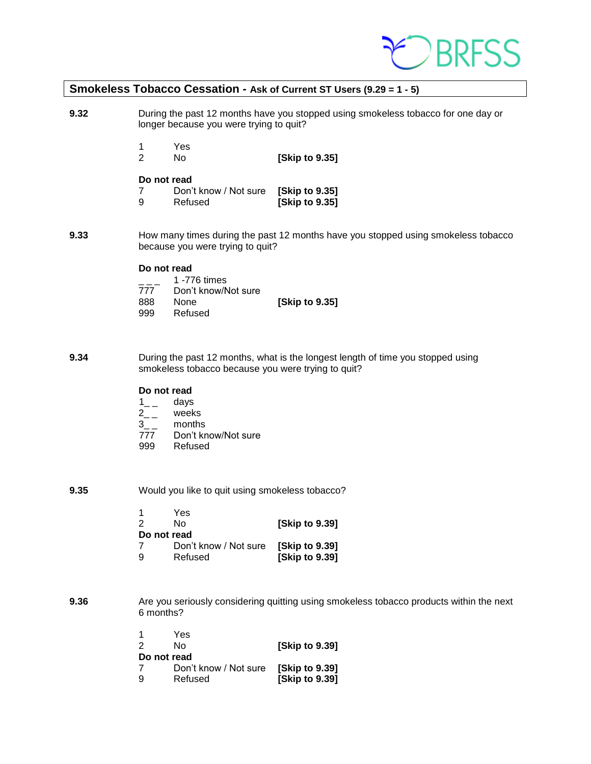## Smokeless Tobacco Cessation - Ask of Current ST Users (9.29 = 1 - 5)

**9.32** During the past 12 months have you stopped using smokeless tobacco for one day or longer because you were trying to quit?

| | | |
|---|---|---|
| 1 | Yes | |
| 2 | No | **[Skip to 9.35]** |
| **Do not read** | | |
| 7 | Don't know / Not sure | **[Skip to 9.35]** |
| 9 | Refused | **[Skip to 9.35]** |

**9.33** How many times during the past 12 months have you stopped using smokeless tobacco because you were trying to quit?

**Do not read**

| | | |
|---|---|---|
| _ _ _ | 1 -776 times | |
| 777 | Don't know/Not sure | |
| 888 | None | **[Skip to 9.35]** |
| 999 | Refused | |

**9.34** During the past 12 months, what is the longest length of time you stopped using smokeless tobacco because you were trying to quit?

**Do not read**

| | |
|---|---|
| 1_ _ | days |
| 2_ _ | weeks |
| 3_ _ | months |
| 777 | Don't know/Not sure |
| 999 | Refused |

**9.35** Would you like to quit using smokeless tobacco?

| | | |
|---|---|---|
| 1 | Yes | |
| 2 | No | **[Skip to 9.39]** |
| **Do not read** | | |
| 7 | Don't know / Not sure | **[Skip to 9.39]** |
| 9 | Refused | **[Skip to 9.39]** |

**9.36** Are you seriously considering quitting using smokeless tobacco products within the next 6 months?

| | | |
|---|---|---|
| 1 | Yes | |
| 2 | No | **[Skip to 9.39]** |
| **Do not read** | | |
| 7 | Don't know / Not sure | **[Skip to 9.39]** |
| 9 | Refused | **[Skip to 9.39]** |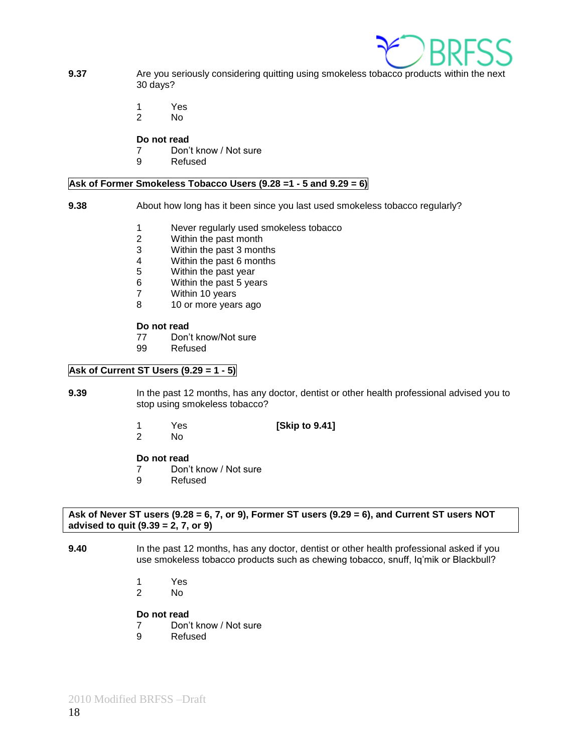**9.37** Are you seriously considering quitting using smokeless tobacco products within the next 30 days?

1 Yes
2 No

**Do not read**
7 Don't know / Not sure
9 Refused

**Ask of Former Smokeless Tobacco Users (9.28 =1 - 5 and 9.29 = 6)**

**9.38** About how long has it been since you last used smokeless tobacco regularly?

1 Never regularly used smokeless tobacco
2 Within the past month
3 Within the past 3 months
4 Within the past 6 months
5 Within the past year
6 Within the past 5 years
7 Within 10 years
8 10 or more years ago

**Do not read**
77 Don't know/Not sure
99 Refused

**Ask of Current ST Users (9.29 = 1 - 5)**

**9.39** In the past 12 months, has any doctor, dentist or other health professional advised you to stop using smokeless tobacco?

1 Yes **[Skip to 9.41]**
2 No

**Do not read**
7 Don't know / Not sure
9 Refused

**Ask of Never ST users (9.28 = 6, 7, or 9), Former ST users (9.29 = 6), and Current ST users NOT advised to quit (9.39 = 2, 7, or 9)**

**9.40** In the past 12 months, has any doctor, dentist or other health professional asked if you use smokeless tobacco products such as chewing tobacco, snuff, Iq'mik or Blackbull?

1 Yes
2 No

**Do not read**
7 Don't know / Not sure
9 Refused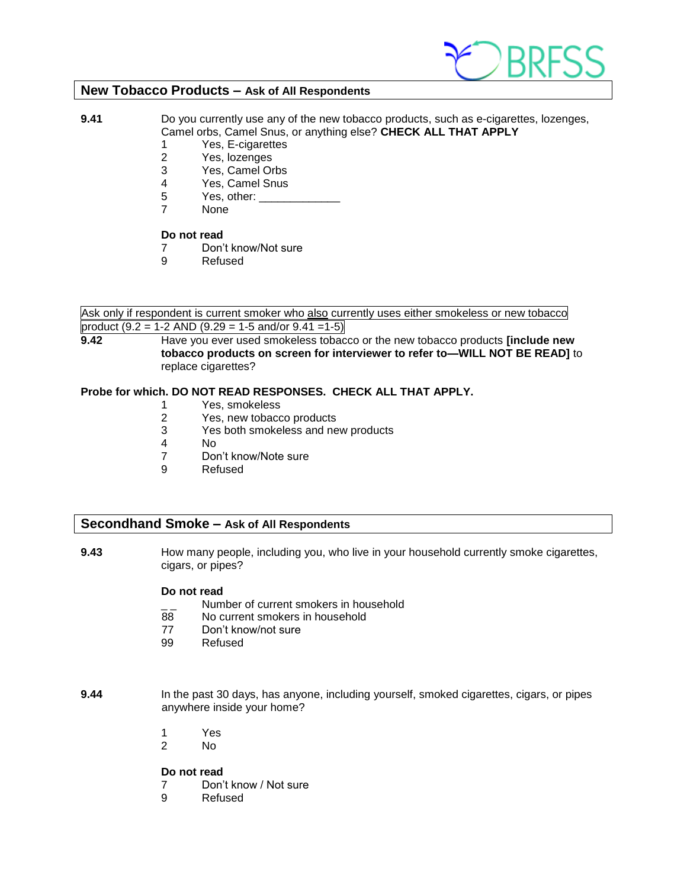## New Tobacco Products – Ask of All Respondents

**9.41** Do you currently use any of the new tobacco products, such as e-cigarettes, lozenges, Camel orbs, Camel Snus, or anything else? **CHECK ALL THAT APPLY**

1 Yes, E-cigarettes
2 Yes, lozenges
3 Yes, Camel Orbs
4 Yes, Camel Snus
5 Yes, other: ____________
7 None

**Do not read**
7 Don't know/Not sure
9 Refused

Ask only if respondent is current smoker who <u>also</u> currently uses either smokeless or new tobacco product (9.2 = 1-2 AND (9.29 = 1-5 and/or 9.41 =1-5)

**9.42** Have you ever used smokeless tobacco or the new tobacco products **[include new tobacco products on screen for interviewer to refer to—WILL NOT BE READ]** to replace cigarettes?

**Probe for which. DO NOT READ RESPONSES. CHECK ALL THAT APPLY.**

1 Yes, smokeless
2 Yes, new tobacco products
3 Yes both smokeless and new products
4 No
7 Don't know/Note sure
9 Refused

## Secondhand Smoke – Ask of All Respondents

**9.43** How many people, including you, who live in your household currently smoke cigarettes, cigars, or pipes?

**Do not read**
_ _ Number of current smokers in household
88 No current smokers in household
77 Don't know/not sure
99 Refused

**9.44** In the past 30 days, has anyone, including yourself, smoked cigarettes, cigars, or pipes anywhere inside your home?

1 Yes
2 No

**Do not read**
7 Don't know / Not sure
9 Refused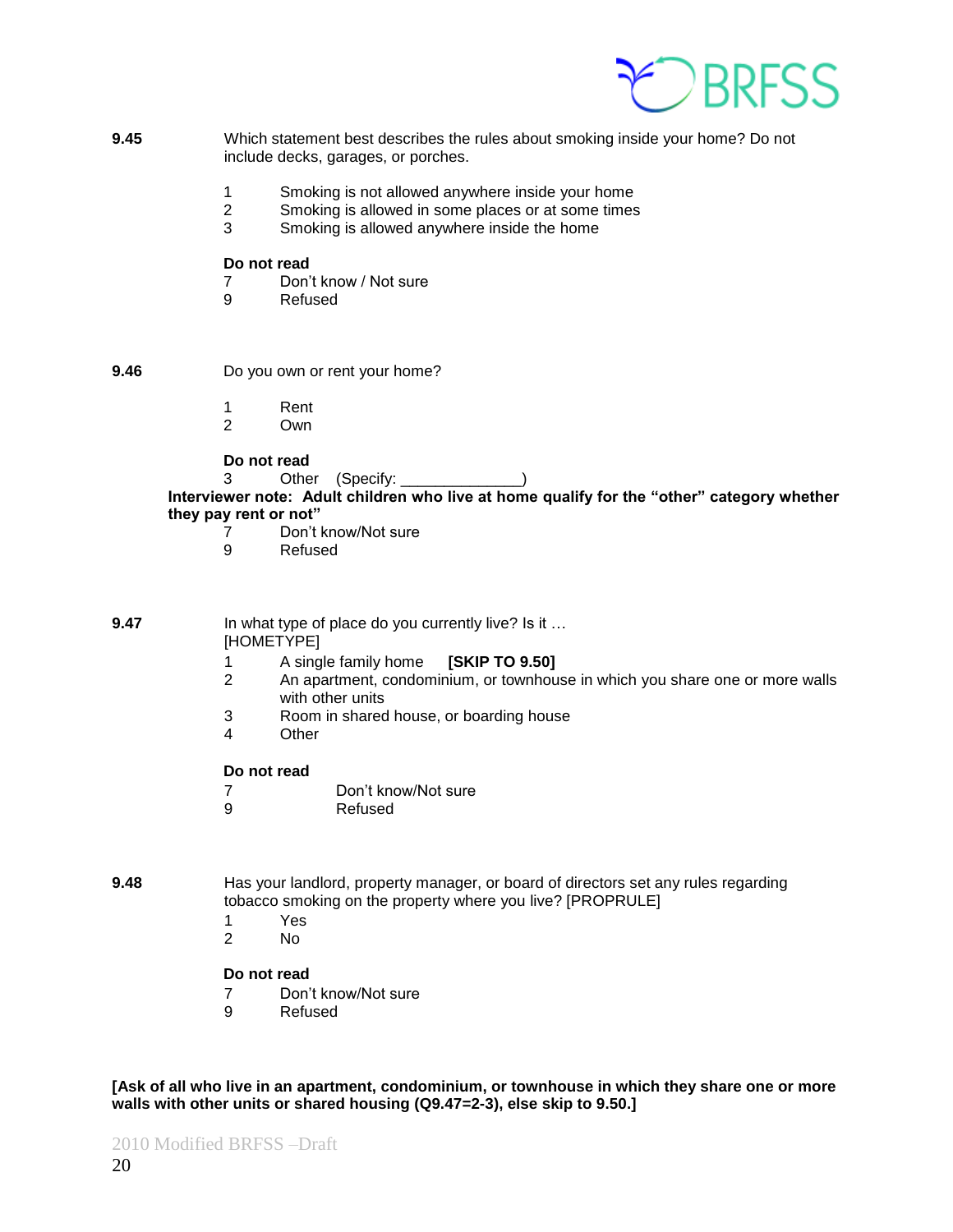**9.45** Which statement best describes the rules about smoking inside your home? Do not include decks, garages, or porches.

1 Smoking is not allowed anywhere inside your home
2 Smoking is allowed in some places or at some times
3 Smoking is allowed anywhere inside the home

**Do not read**
7 Don't know / Not sure
9 Refused

**9.46** Do you own or rent your home?

1 Rent
2 Own

**Do not read**
3 Other (Specify: ______________)

**Interviewer note: Adult children who live at home qualify for the "other" category whether they pay rent or not"**

7 Don't know/Not sure
9 Refused

**9.47** In what type of place do you currently live? Is it …
[HOMETYPE]

1 A single family home **[SKIP TO 9.50]**
2 An apartment, condominium, or townhouse in which you share one or more walls with other units
3 Room in shared house, or boarding house
4 Other

**Do not read**
7 Don't know/Not sure
9 Refused

**9.48** Has your landlord, property manager, or board of directors set any rules regarding tobacco smoking on the property where you live? [PROPRULE]

1 Yes
2 No

**Do not read**
7 Don't know/Not sure
9 Refused

**[Ask of all who live in an apartment, condominium, or townhouse in which they share one or more walls with other units or shared housing (Q9.47=2-3), else skip to 9.50.]**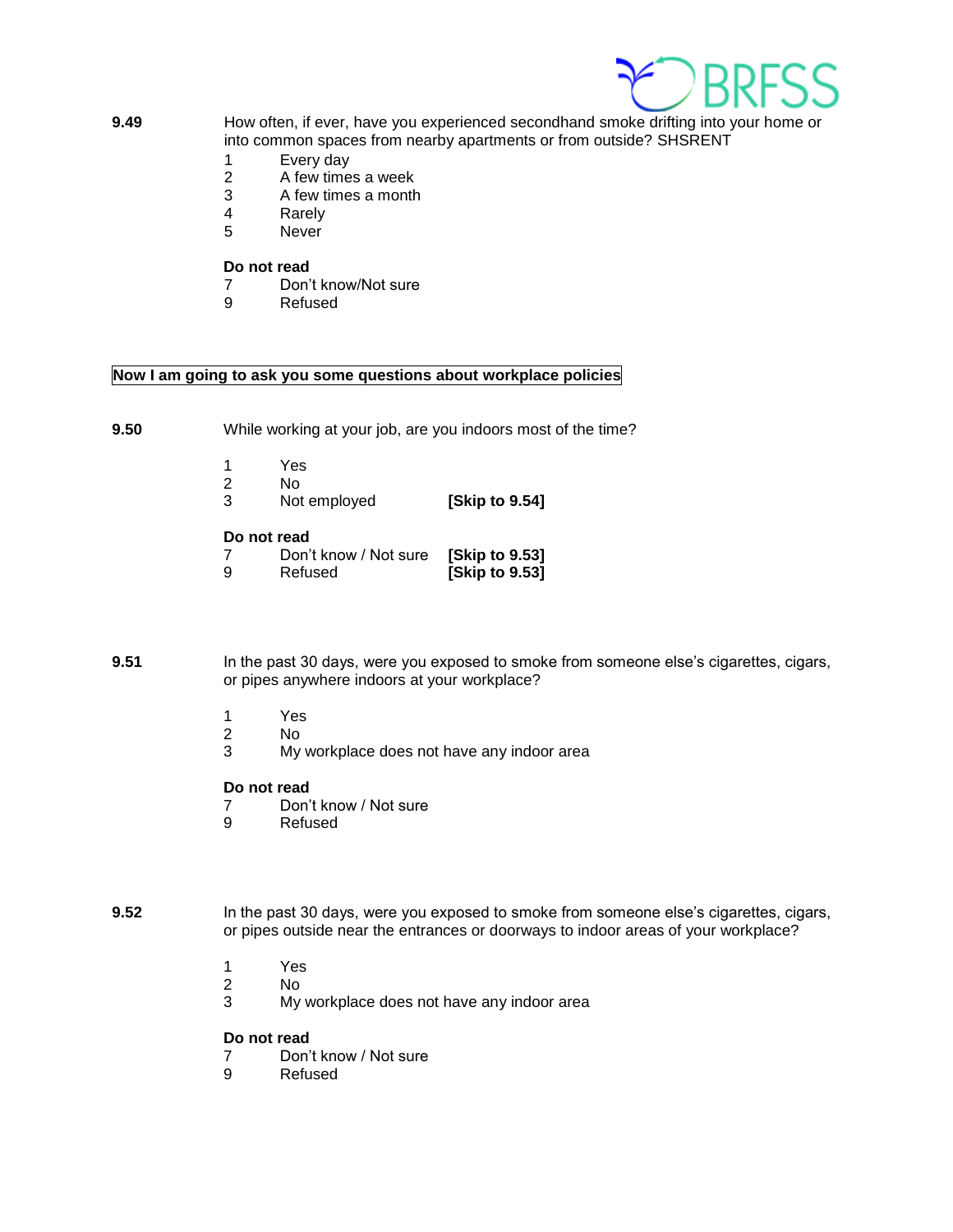**9.49** How often, if ever, have you experienced secondhand smoke drifting into your home or into common spaces from nearby apartments or from outside? SHSRENT

1 Every day
2 A few times a week
3 A few times a month
4 Rarely
5 Never

**Do not read**
7 Don't know/Not sure
9 Refused

**Now I am going to ask you some questions about workplace policies**

**9.50** While working at your job, are you indoors most of the time?

1 Yes
2 No
3 Not employed **[Skip to 9.54]**

**Do not read**
7 Don't know / Not sure **[Skip to 9.53]**
9 Refused **[Skip to 9.53]**

**9.51** In the past 30 days, were you exposed to smoke from someone else's cigarettes, cigars, or pipes anywhere indoors at your workplace?

1 Yes
2 No
3 My workplace does not have any indoor area

**Do not read**
7 Don't know / Not sure
9 Refused

**9.52** In the past 30 days, were you exposed to smoke from someone else's cigarettes, cigars, or pipes outside near the entrances or doorways to indoor areas of your workplace?

1 Yes
2 No
3 My workplace does not have any indoor area

**Do not read**
7 Don't know / Not sure
9 Refused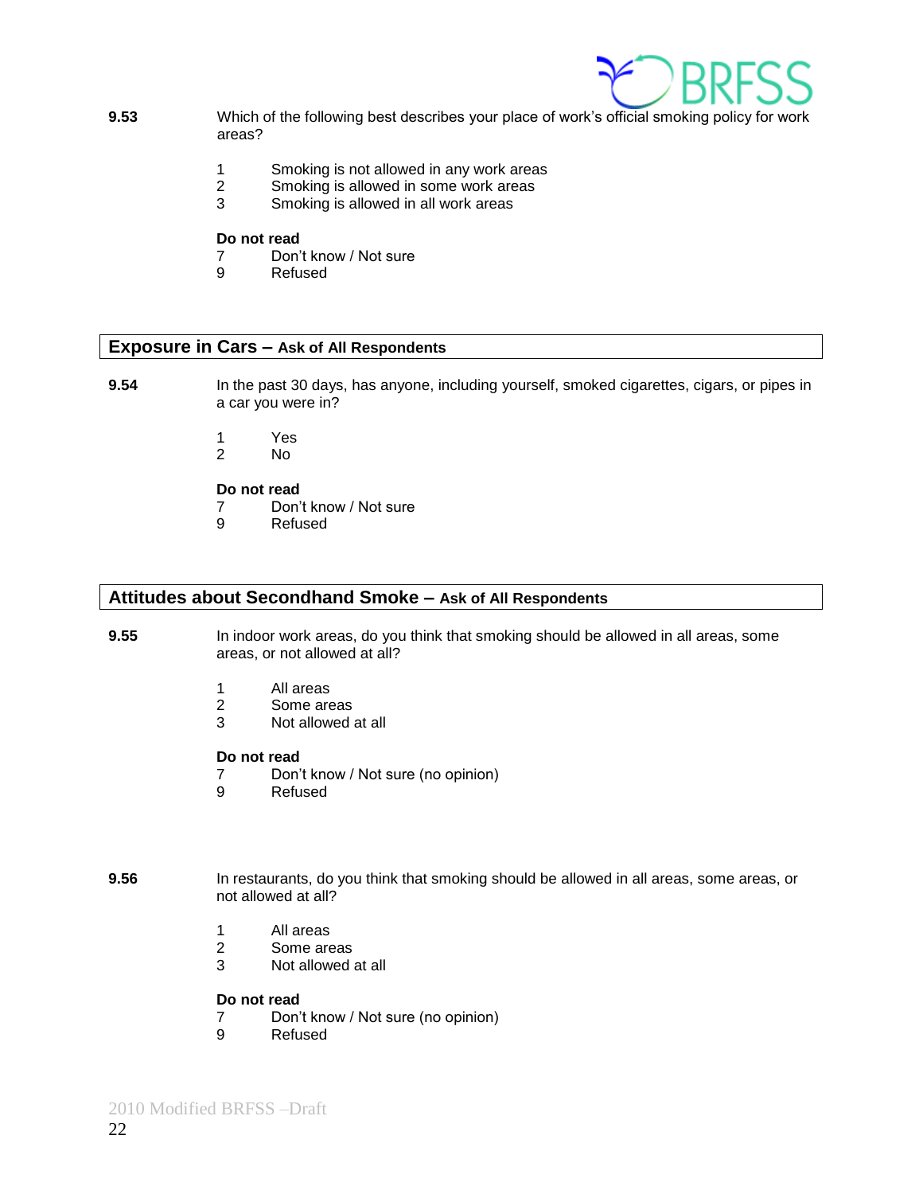**9.53** Which of the following best describes your place of work's official smoking policy for work areas?

1 Smoking is not allowed in any work areas
2 Smoking is allowed in some work areas
3 Smoking is allowed in all work areas

**Do not read**
7 Don't know / Not sure
9 Refused

## Exposure in Cars – Ask of All Respondents

**9.54** In the past 30 days, has anyone, including yourself, smoked cigarettes, cigars, or pipes in a car you were in?

1 Yes
2 No

**Do not read**
7 Don't know / Not sure
9 Refused

## Attitudes about Secondhand Smoke – Ask of All Respondents

**9.55** In indoor work areas, do you think that smoking should be allowed in all areas, some areas, or not allowed at all?

1 All areas
2 Some areas
3 Not allowed at all

**Do not read**
7 Don't know / Not sure (no opinion)
9 Refused

**9.56** In restaurants, do you think that smoking should be allowed in all areas, some areas, or not allowed at all?

1 All areas
2 Some areas
3 Not allowed at all

**Do not read**
7 Don't know / Not sure (no opinion)
9 Refused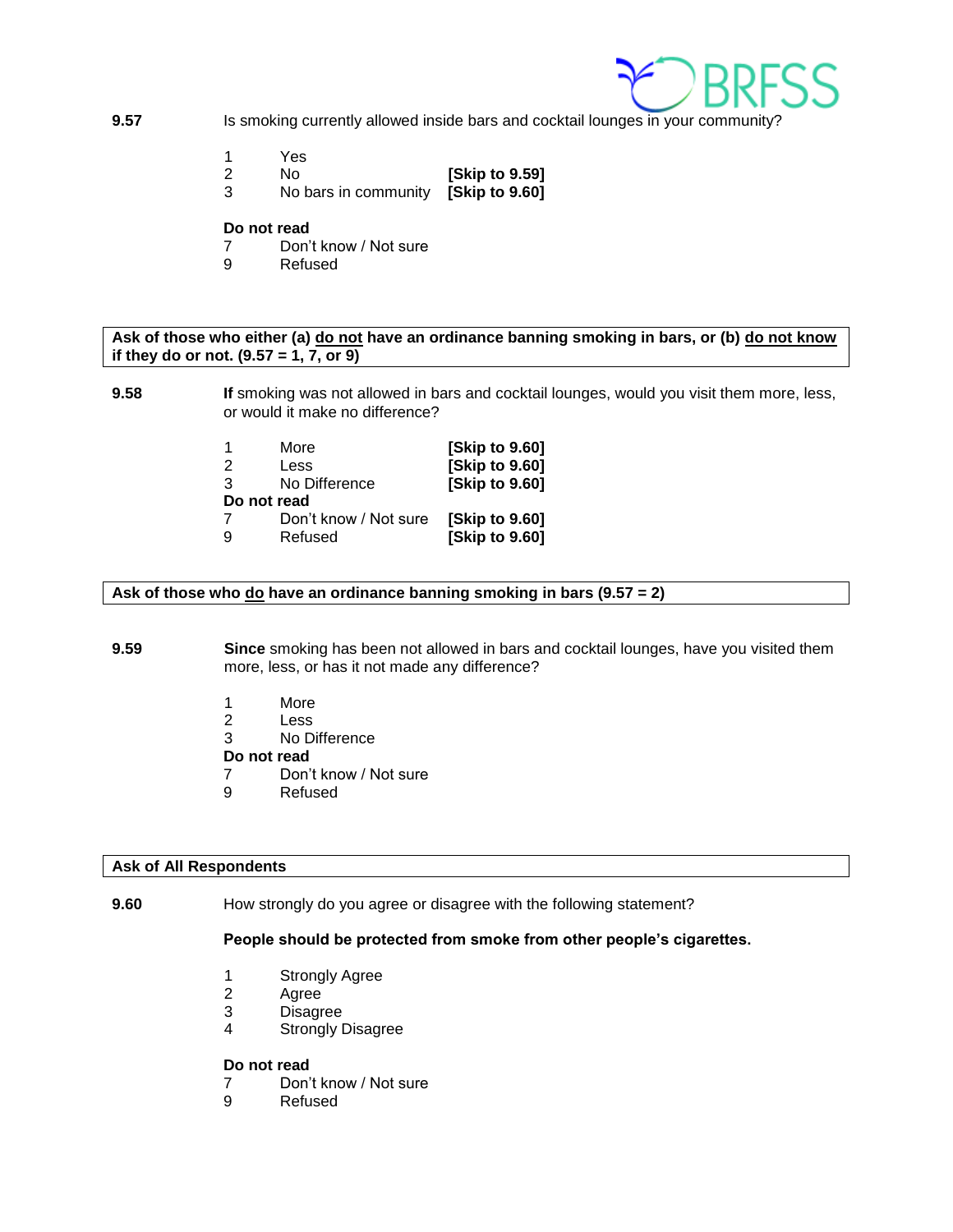**9.57** Is smoking currently allowed inside bars and cocktail lounges in your community?

| | | |
|---|---|---|
| 1 | Yes | |
| 2 | No | **[Skip to 9.59]** |
| 3 | No bars in community | **[Skip to 9.60]** |

**Do not read**

7 Don't know / Not sure
9 Refused

**Ask of those who either (a) do not have an ordinance banning smoking in bars, or (b) do not know if they do or not. (9.57 = 1, 7, or 9)**

**9.58** **If** smoking was not allowed in bars and cocktail lounges, would you visit them more, less, or would it make no difference?

| | | |
|---|---|---|
| 1 | More | **[Skip to 9.60]** |
| 2 | Less | **[Skip to 9.60]** |
| 3 | No Difference | **[Skip to 9.60]** |
| **Do not read** | | |
| 7 | Don't know / Not sure | **[Skip to 9.60]** |
| 9 | Refused | **[Skip to 9.60]** |

**Ask of those who do have an ordinance banning smoking in bars (9.57 = 2)**

**9.59** **Since** smoking has been not allowed in bars and cocktail lounges, have you visited them more, less, or has it not made any difference?

1 More
2 Less
3 No Difference

**Do not read**

7 Don't know / Not sure
9 Refused

**Ask of All Respondents**

**9.60** How strongly do you agree or disagree with the following statement?

**People should be protected from smoke from other people's cigarettes.**

1 Strongly Agree
2 Agree
3 Disagree
4 Strongly Disagree

**Do not read**

7 Don't know / Not sure
9 Refused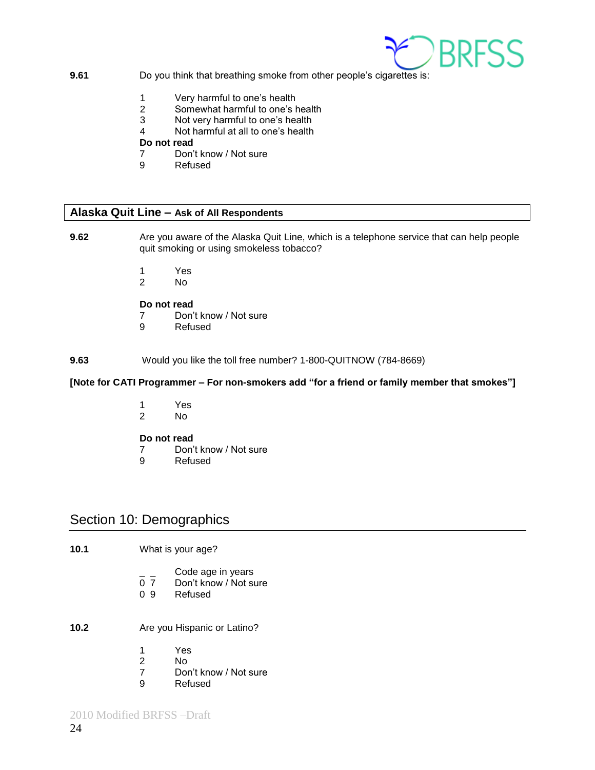**9.61** Do you think that breathing smoke from other people's cigarettes is:

1 Very harmful to one's health
2 Somewhat harmful to one's health
3 Not very harmful to one's health
4 Not harmful at all to one's health

**Do not read**

7 Don't know / Not sure
9 Refused

## Alaska Quit Line – Ask of All Respondents

**9.62** Are you aware of the Alaska Quit Line, which is a telephone service that can help people quit smoking or using smokeless tobacco?

1 Yes
2 No

**Do not read**

7 Don't know / Not sure
9 Refused

**9.63** Would you like the toll free number? 1-800-QUITNOW (784-8669)

**[Note for CATI Programmer – For non-smokers add "for a friend or family member that smokes"]**

1 Yes
2 No

**Do not read**

7 Don't know / Not sure
9 Refused

## Section 10: Demographics

**10.1** What is your age?

_ _ Code age in years
0 7 Don't know / Not sure
0 9 Refused

**10.2** Are you Hispanic or Latino?

1 Yes
2 No
7 Don't know / Not sure
9 Refused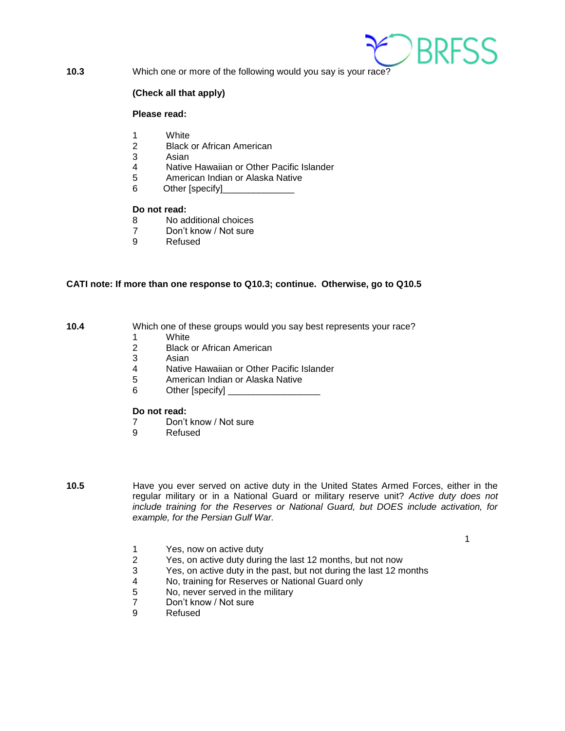**10.3** Which one or more of the following would you say is your race?

**(Check all that apply)**

**Please read:**

1 White
2 Black or African American
3 Asian
4 Native Hawaiian or Other Pacific Islander
5 American Indian or Alaska Native
6 Other [specify]______________

**Do not read:**
8 No additional choices
7 Don't know / Not sure
9 Refused

**CATI note: If more than one response to Q10.3; continue. Otherwise, go to Q10.5**

**10.4** Which one of these groups would you say best represents your race?
1 White
2 Black or African American
3 Asian
4 Native Hawaiian or Other Pacific Islander
5 American Indian or Alaska Native
6 Other [specify] __________________

**Do not read:**
7 Don't know / Not sure
9 Refused

**10.5** Have you ever served on active duty in the United States Armed Forces, either in the regular military or in a National Guard or military reserve unit? *Active duty does not include training for the Reserves or National Guard, but DOES include activation, for example, for the Persian Gulf War.*

1 Yes, now on active duty
2 Yes, on active duty during the last 12 months, but not now
3 Yes, on active duty in the past, but not during the last 12 months
4 No, training for Reserves or National Guard only
5 No, never served in the military
7 Don't know / Not sure
9 Refused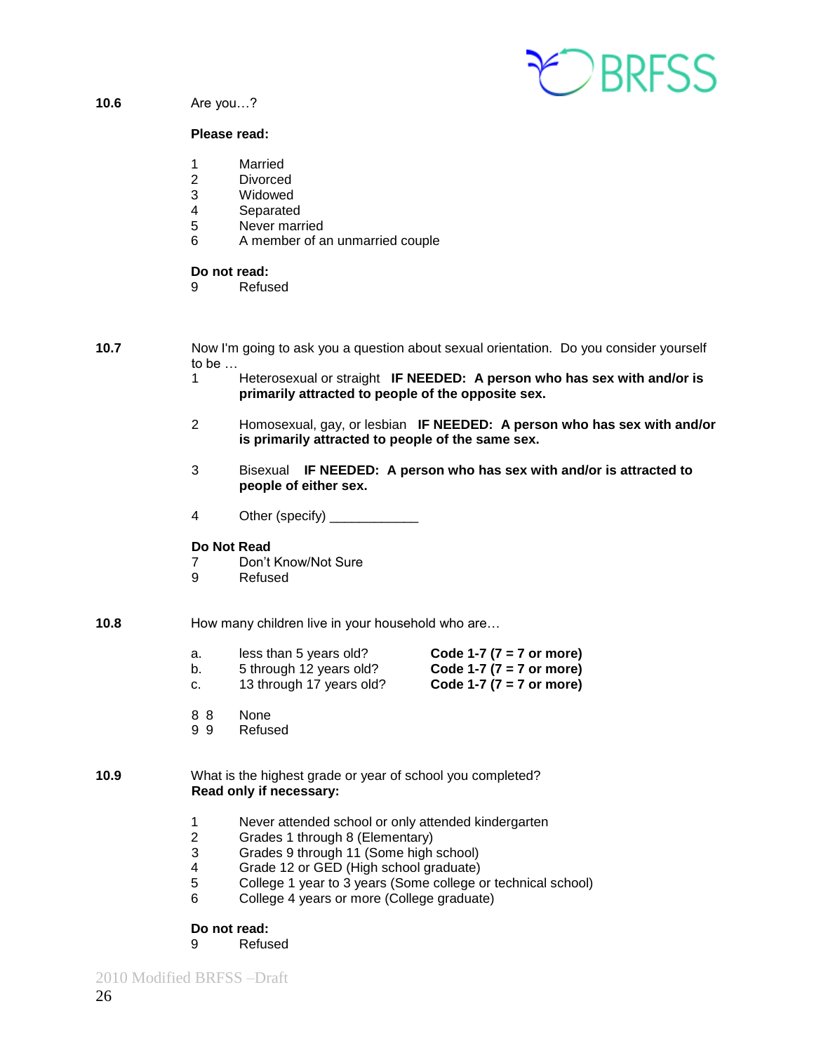**10.6** Are you…?

**Please read:**

1 Married
2 Divorced
3 Widowed
4 Separated
5 Never married
6 A member of an unmarried couple

**Do not read:**
9 Refused

**10.7** Now I'm going to ask you a question about sexual orientation. Do you consider yourself to be …

1 Heterosexual or straight **IF NEEDED: A person who has sex with and/or is primarily attracted to people of the opposite sex.**

2 Homosexual, gay, or lesbian **IF NEEDED: A person who has sex with and/or is primarily attracted to people of the same sex.**

3 Bisexual **IF NEEDED: A person who has sex with and/or is attracted to people of either sex.**

4 Other (specify) ____________

**Do Not Read**
7 Don't Know/Not Sure
9 Refused

**10.8** How many children live in your household who are…

a. less than 5 years old? **Code 1-7 (7 = 7 or more)**
b. 5 through 12 years old? **Code 1-7 (7 = 7 or more)**
c. 13 through 17 years old? **Code 1-7 (7 = 7 or more)**

8 8 None
9 9 Refused

**10.9** What is the highest grade or year of school you completed?
**Read only if necessary:**

1 Never attended school or only attended kindergarten
2 Grades 1 through 8 (Elementary)
3 Grades 9 through 11 (Some high school)
4 Grade 12 or GED (High school graduate)
5 College 1 year to 3 years (Some college or technical school)
6 College 4 years or more (College graduate)

**Do not read:**
9 Refused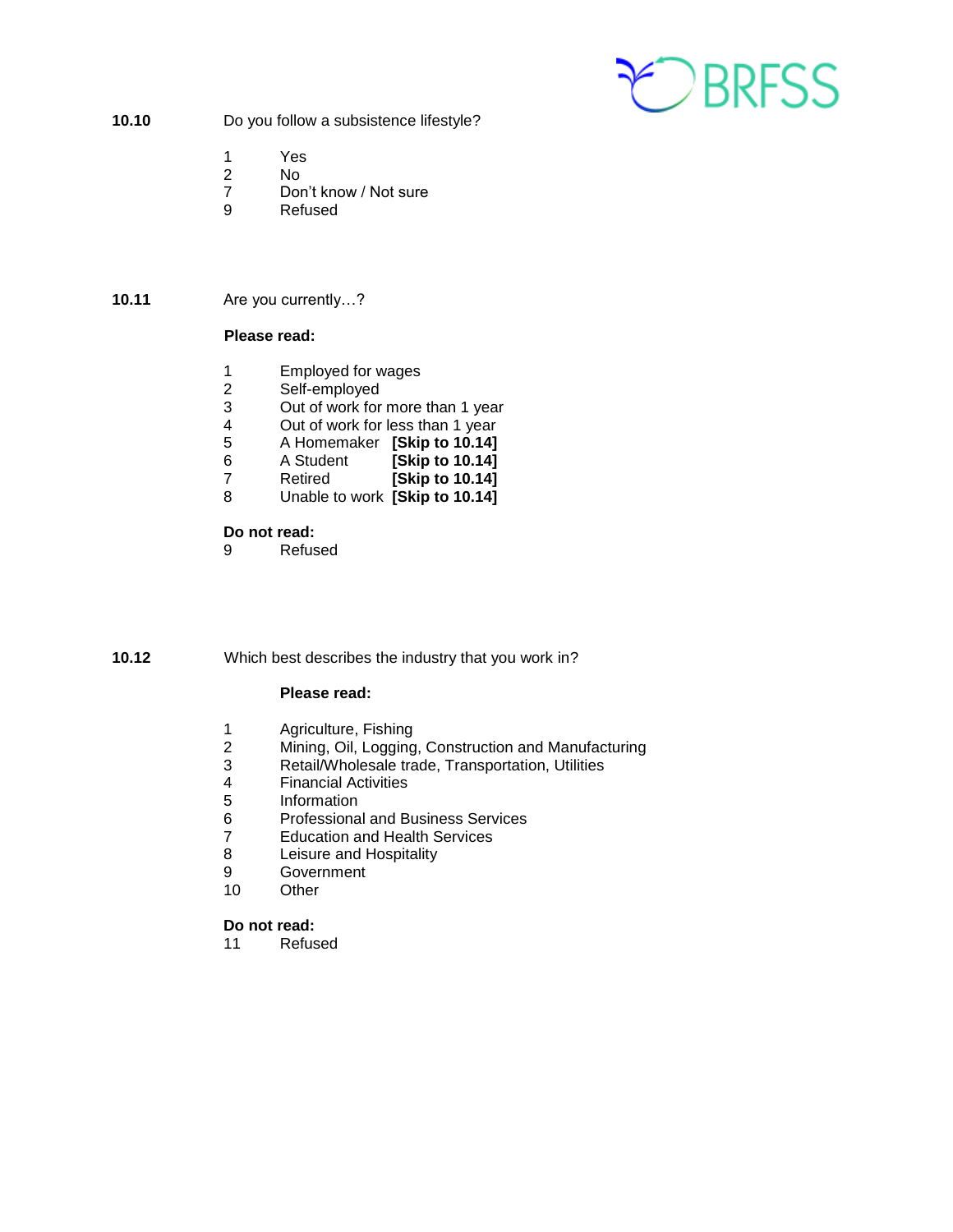**10.10** Do you follow a subsistence lifestyle?

1 Yes
2 No
7 Don't know / Not sure
9 Refused

**10.11** Are you currently…?

**Please read:**

1 Employed for wages
2 Self-employed
3 Out of work for more than 1 year
4 Out of work for less than 1 year
5 A Homemaker **[Skip to 10.14]**
6 A Student **[Skip to 10.14]**
7 Retired **[Skip to 10.14]**
8 Unable to work **[Skip to 10.14]**

**Do not read:**
9 Refused

**10.12** Which best describes the industry that you work in?

**Please read:**

1 Agriculture, Fishing
2 Mining, Oil, Logging, Construction and Manufacturing
3 Retail/Wholesale trade, Transportation, Utilities
4 Financial Activities
5 Information
6 Professional and Business Services
7 Education and Health Services
8 Leisure and Hospitality
9 Government
10 Other

**Do not read:**
11 Refused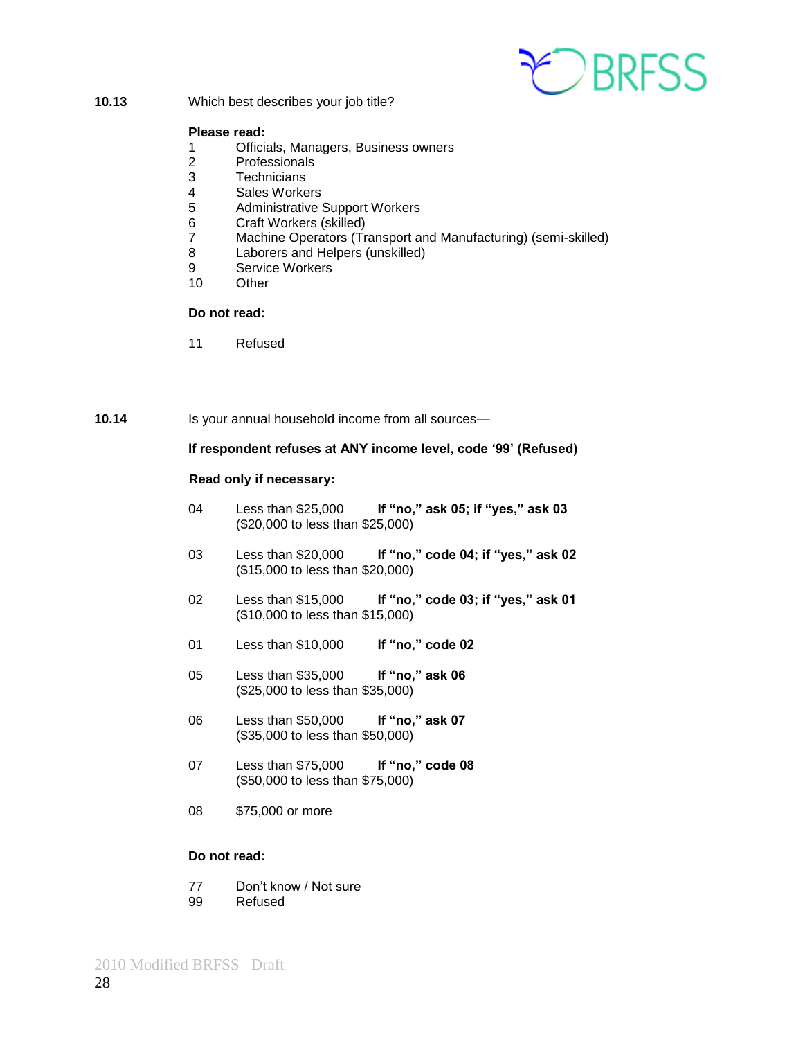**10.13** Which best describes your job title?

**Please read:**

1 Officials, Managers, Business owners
2 Professionals
3 Technicians
4 Sales Workers
5 Administrative Support Workers
6 Craft Workers (skilled)
7 Machine Operators (Transport and Manufacturing) (semi-skilled)
8 Laborers and Helpers (unskilled)
9 Service Workers
10 Other

**Do not read:**

11 Refused

**10.14** Is your annual household income from all sources—

**If respondent refuses at ANY income level, code '99' (Refused)**

**Read only if necessary:**

04 Less than $25,000 **If "no," ask 05; if "yes," ask 03**
($20,000 to less than $25,000)

03 Less than $20,000 **If "no," code 04; if "yes," ask 02**
($15,000 to less than $20,000)

02 Less than $15,000 **If "no," code 03; if "yes," ask 01**
($10,000 to less than $15,000)

01 Less than $10,000 **If "no," code 02**

05 Less than $35,000 **If "no," ask 06**
($25,000 to less than $35,000)

06 Less than $50,000 **If "no," ask 07**
($35,000 to less than $50,000)

07 Less than $75,000 **If "no," code 08**
($50,000 to less than $75,000)

08 $75,000 or more

**Do not read:**

77 Don't know / Not sure
99 Refused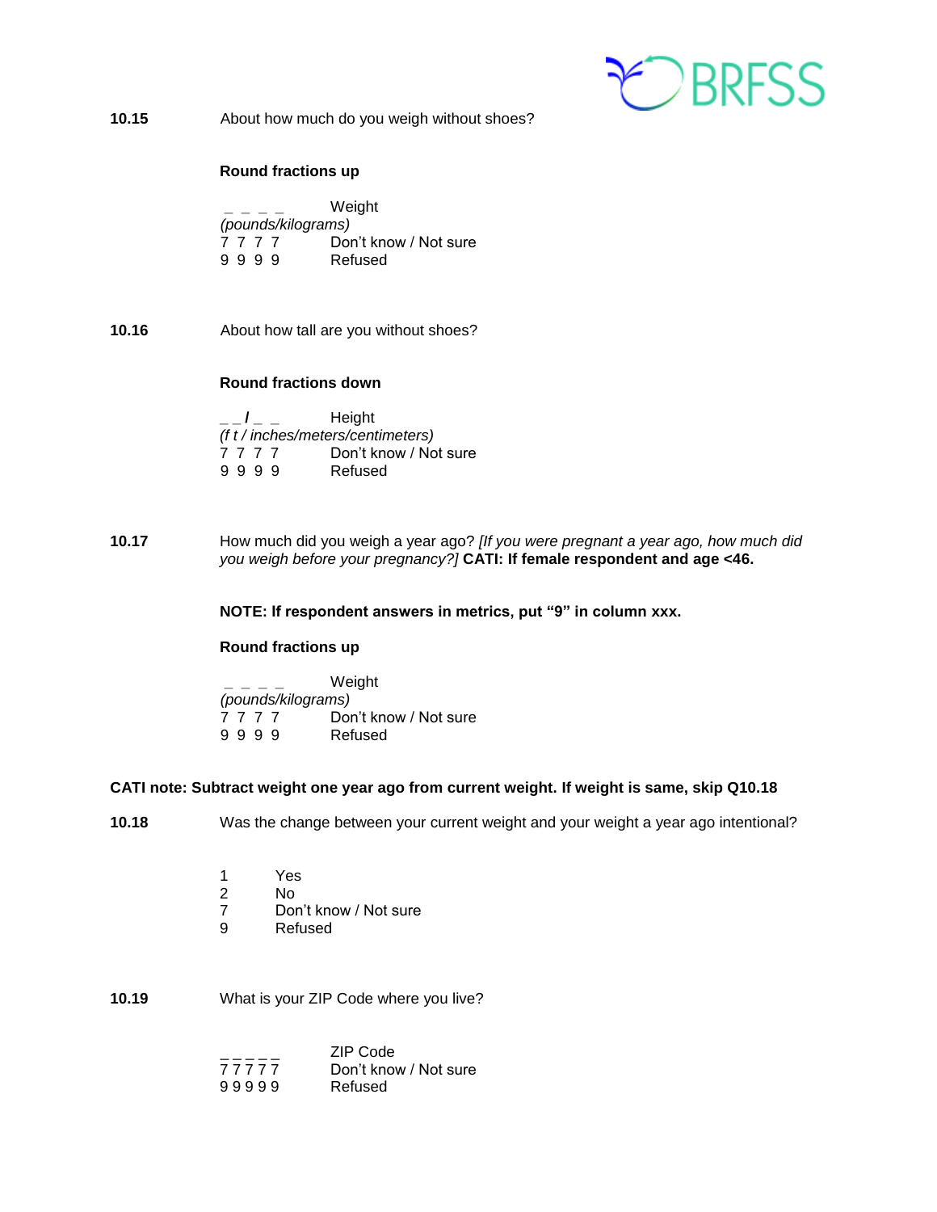**10.15** About how much do you weigh without shoes?

**Round fractions up**

_ _ _ _ Weight
*(pounds/kilograms)*
7 7 7 7 Don't know / Not sure
9 9 9 9 Refused

**10.16** About how tall are you without shoes?

**Round fractions down**

_ _ **/** _ _ Height
*(f t / inches/meters/centimeters)*
7 7 7 7 Don't know / Not sure
9 9 9 9 Refused

**10.17** How much did you weigh a year ago? *[If you were pregnant a year ago, how much did you weigh before your pregnancy?]* **CATI: If female respondent and age <46.**

**NOTE: If respondent answers in metrics, put "9" in column xxx.**

**Round fractions up**

_ _ _ _ Weight
*(pounds/kilograms)*
7 7 7 7 Don't know / Not sure
9 9 9 9 Refused

**CATI note: Subtract weight one year ago from current weight. If weight is same, skip Q10.18**

**10.18** Was the change between your current weight and your weight a year ago intentional?

1 Yes
2 No
7 Don't know / Not sure
9 Refused

**10.19** What is your ZIP Code where you live?

_ _ _ _ _ ZIP Code
7 7 7 7 7 Don't know / Not sure
9 9 9 9 9 Refused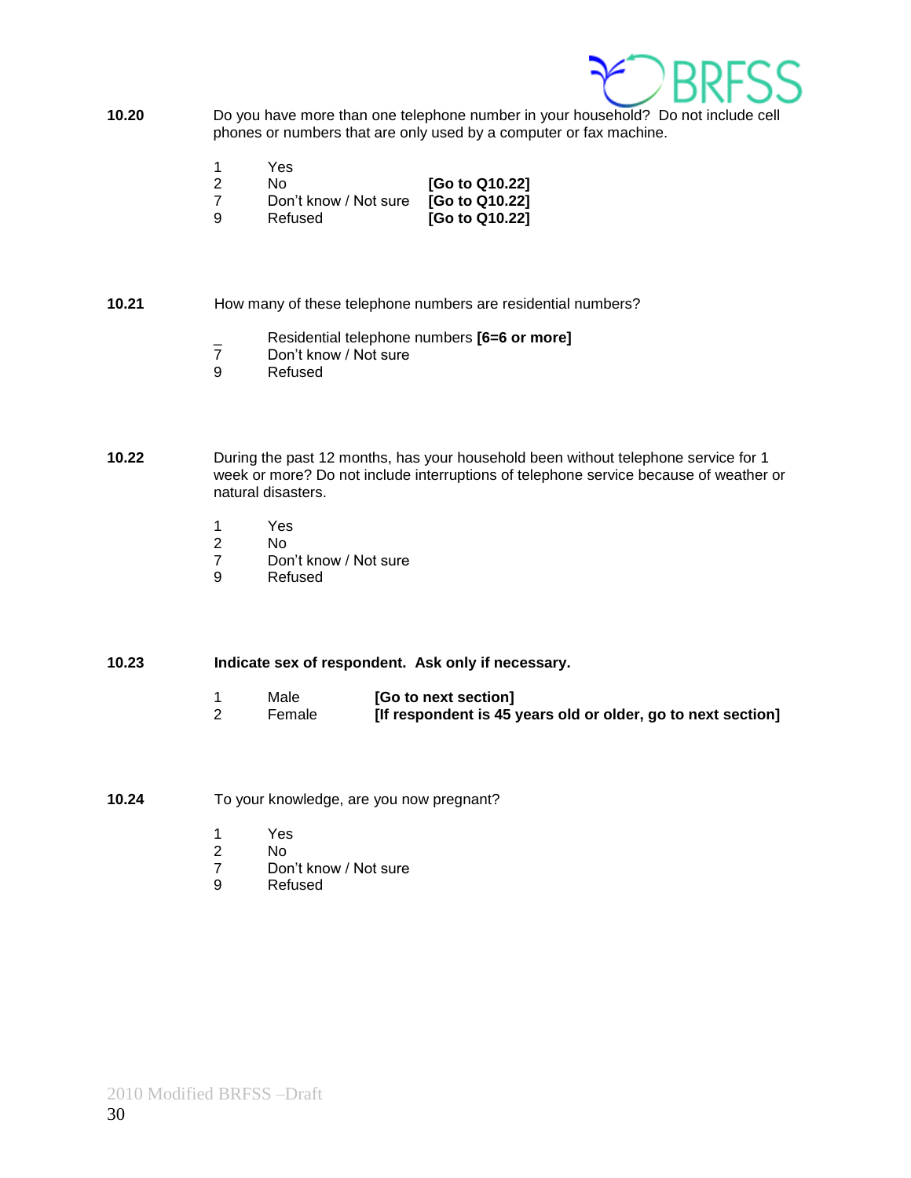**10.20** Do you have more than one telephone number in your household? Do not include cell phones or numbers that are only used by a computer or fax machine.

| | | |
|---|---|---|
| 1 | Yes | |
| 2 | No | **[Go to Q10.22]** |
| 7 | Don't know / Not sure | **[Go to Q10.22]** |
| 9 | Refused | **[Go to Q10.22]** |

**10.21** How many of these telephone numbers are residential numbers?

| | |
|---|---|
| _ | Residential telephone numbers **[6=6 or more]** |
| 7 | Don't know / Not sure |
| 9 | Refused |

**10.22** During the past 12 months, has your household been without telephone service for 1 week or more? Do not include interruptions of telephone service because of weather or natural disasters.

| | |
|---|---|
| 1 | Yes |
| 2 | No |
| 7 | Don't know / Not sure |
| 9 | Refused |

**10.23** **Indicate sex of respondent. Ask only if necessary.**

| | | |
|---|---|---|
| 1 | Male | **[Go to next section]** |
| 2 | Female | **[If respondent is 45 years old or older, go to next section]** |

**10.24** To your knowledge, are you now pregnant?

| | |
|---|---|
| 1 | Yes |
| 2 | No |
| 7 | Don't know / Not sure |
| 9 | Refused |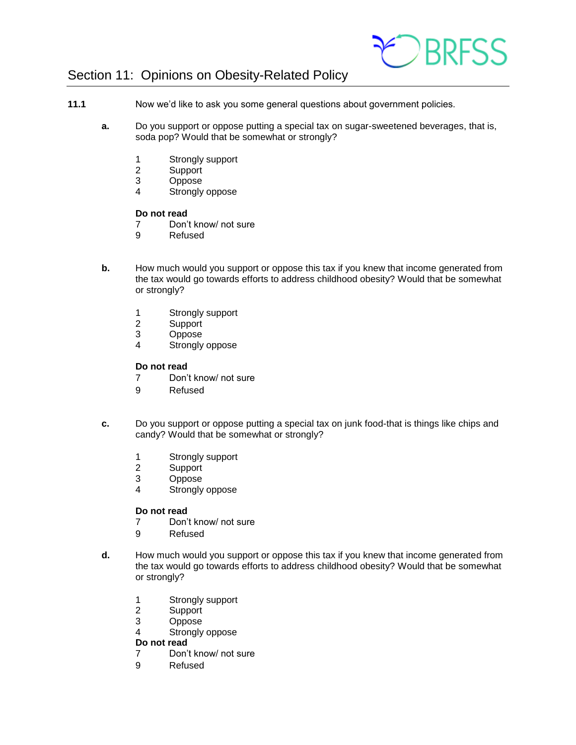## Section 11: Opinions on Obesity-Related Policy

**11.1** Now we'd like to ask you some general questions about government policies.

**a.** Do you support or oppose putting a special tax on sugar-sweetened beverages, that is, soda pop? Would that be somewhat or strongly?

1 Strongly support
2 Support
3 Oppose
4 Strongly oppose

**Do not read**
7 Don't know/ not sure
9 Refused

**b.** How much would you support or oppose this tax if you knew that income generated from the tax would go towards efforts to address childhood obesity? Would that be somewhat or strongly?

1 Strongly support
2 Support
3 Oppose
4 Strongly oppose

**Do not read**
7 Don't know/ not sure
9 Refused

**c.** Do you support or oppose putting a special tax on junk food-that is things like chips and candy? Would that be somewhat or strongly?

1 Strongly support
2 Support
3 Oppose
4 Strongly oppose

**Do not read**
7 Don't know/ not sure
9 Refused

**d.** How much would you support or oppose this tax if you knew that income generated from the tax would go towards efforts to address childhood obesity? Would that be somewhat or strongly?

1 Strongly support
2 Support
3 Oppose
4 Strongly oppose

**Do not read**
7 Don't know/ not sure
9 Refused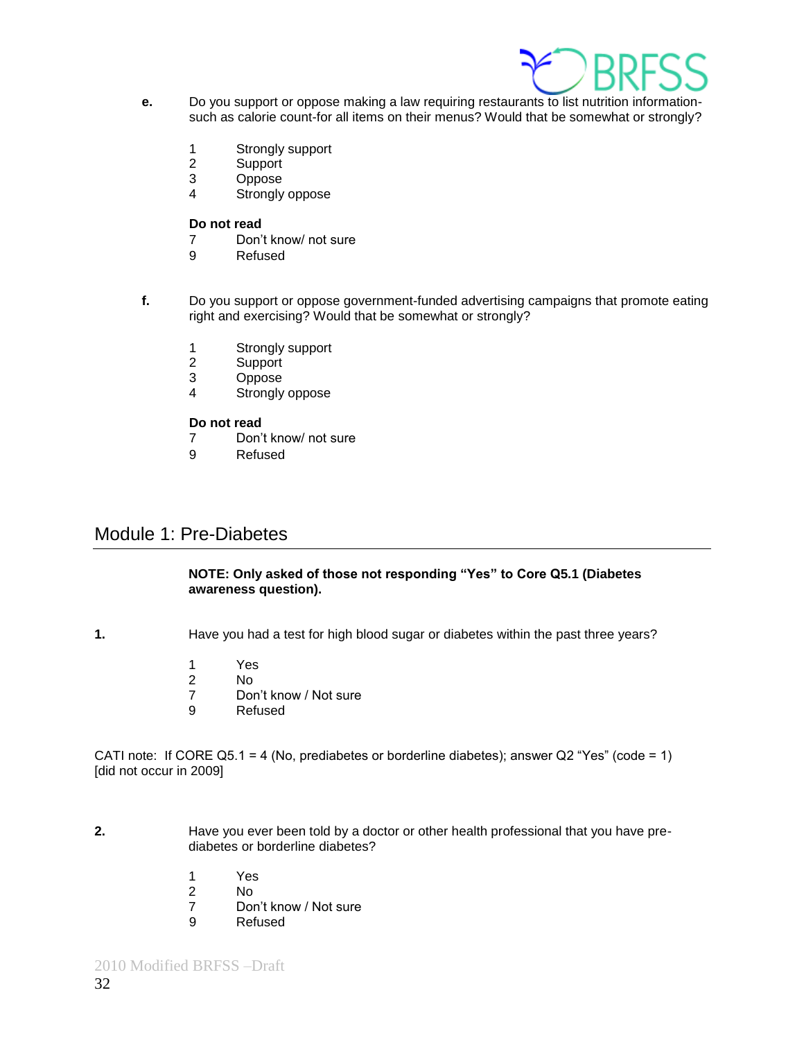**e.** Do you support or oppose making a law requiring restaurants to list nutrition information-such as calorie count-for all items on their menus? Would that be somewhat or strongly?

1 Strongly support
2 Support
3 Oppose
4 Strongly oppose

**Do not read**
7 Don't know/ not sure
9 Refused

**f.** Do you support or oppose government-funded advertising campaigns that promote eating right and exercising? Would that be somewhat or strongly?

1 Strongly support
2 Support
3 Oppose
4 Strongly oppose

**Do not read**
7 Don't know/ not sure
9 Refused

## Module 1: Pre-Diabetes

**NOTE: Only asked of those not responding "Yes" to Core Q5.1 (Diabetes awareness question).**

**1.** Have you had a test for high blood sugar or diabetes within the past three years?

1 Yes
2 No
7 Don't know / Not sure
9 Refused

CATI note: If CORE Q5.1 = 4 (No, prediabetes or borderline diabetes); answer Q2 "Yes" (code = 1) [did not occur in 2009]

**2.** Have you ever been told by a doctor or other health professional that you have pre-diabetes or borderline diabetes?

1 Yes
2 No
7 Don't know / Not sure
9 Refused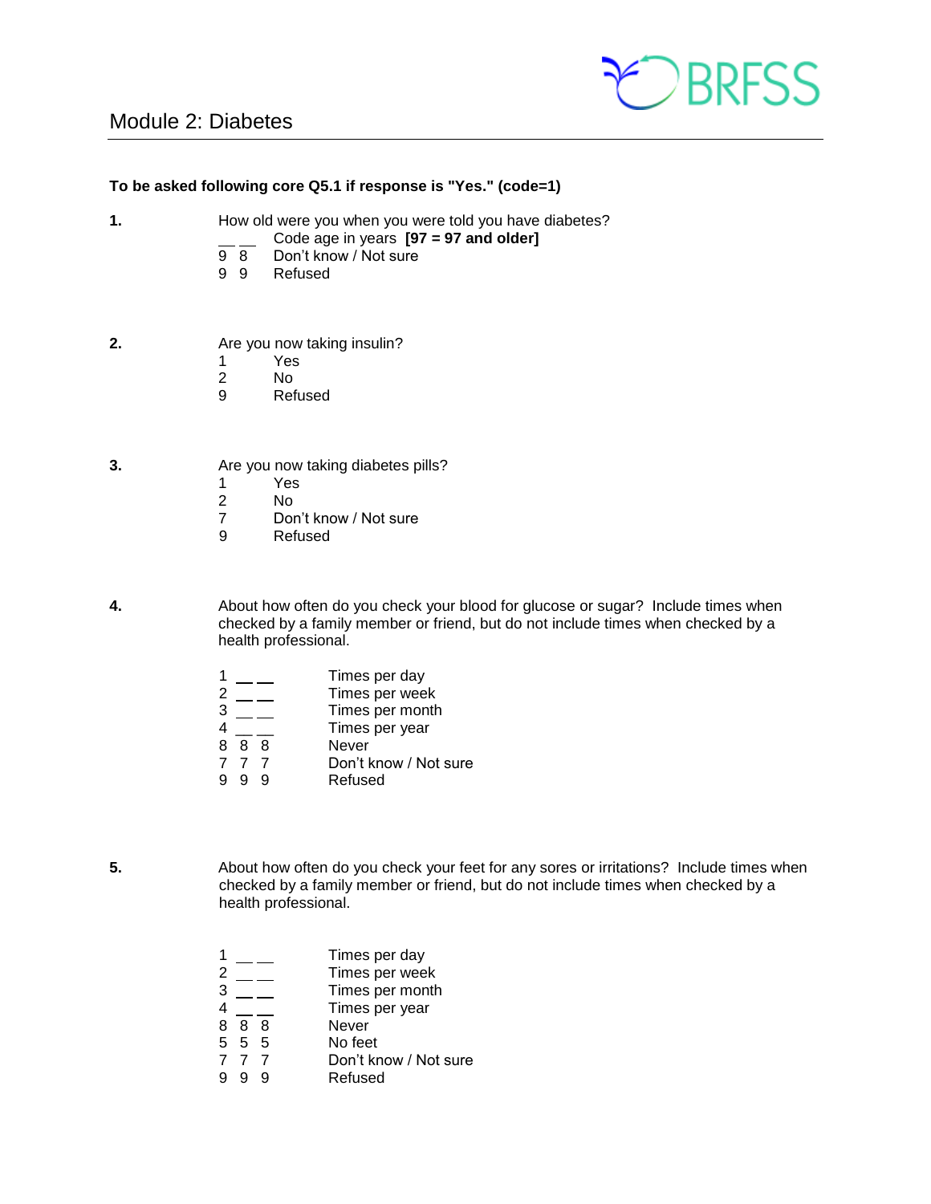## Module 2: Diabetes

**To be asked following core Q5.1 if response is "Yes." (code=1)**

**1.** How old were you when you were told you have diabetes?

| Code | Response |
|---|---|
| __ __ | Code age in years **[97 = 97 and older]** |
| 9 8 | Don't know / Not sure |
| 9 9 | Refused |

**2.** Are you now taking insulin?

| Code | Response |
|---|---|
| 1 | Yes |
| 2 | No |
| 9 | Refused |

**3.** Are you now taking diabetes pills?

| Code | Response |
|---|---|
| 1 | Yes |
| 2 | No |
| 7 | Don't know / Not sure |
| 9 | Refused |

**4.** About how often do you check your blood for glucose or sugar? Include times when checked by a family member or friend, but do not include times when checked by a health professional.

| Code | Response |
|---|---|
| 1 __ __ | Times per day |
| 2 __ __ | Times per week |
| 3 __ __ | Times per month |
| 4 __ __ | Times per year |
| 8 8 8 | Never |
| 7 7 7 | Don't know / Not sure |
| 9 9 9 | Refused |

**5.** About how often do you check your feet for any sores or irritations? Include times when checked by a family member or friend, but do not include times when checked by a health professional.

| Code | Response |
|---|---|
| 1 __ __ | Times per day |
| 2 __ __ | Times per week |
| 3 __ __ | Times per month |
| 4 __ __ | Times per year |
| 8 8 8 | Never |
| 5 5 5 | No feet |
| 7 7 7 | Don't know / Not sure |
| 9 9 9 | Refused |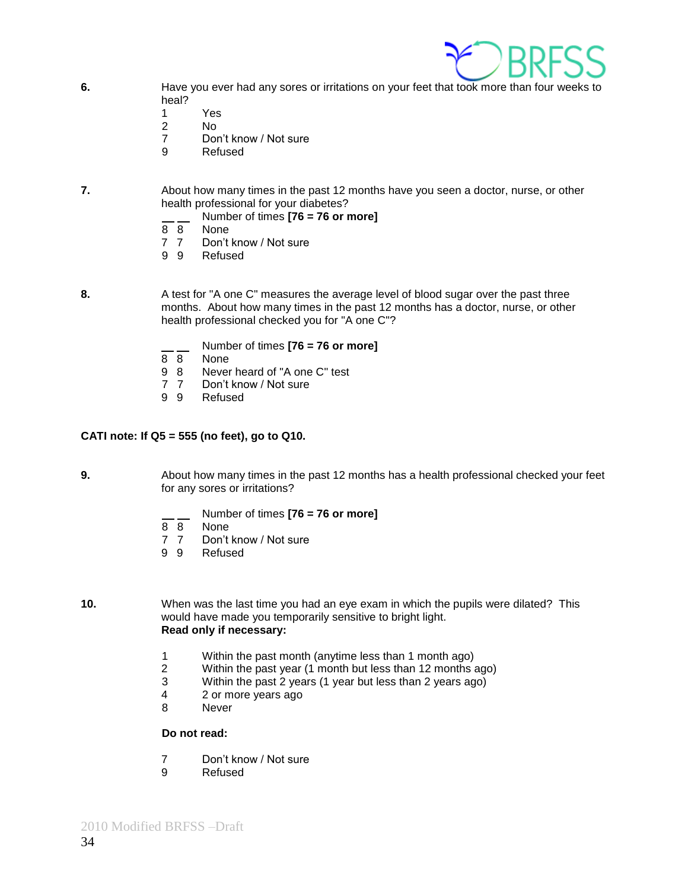**6.** Have you ever had any sores or irritations on your feet that took more than four weeks to heal?

1 Yes
2 No
7 Don't know / Not sure
9 Refused

**7.** About how many times in the past 12 months have you seen a doctor, nurse, or other health professional for your diabetes?

__ __ Number of times **[76 = 76 or more]**
8 8 None
7 7 Don't know / Not sure
9 9 Refused

**8.** A test for "A one C" measures the average level of blood sugar over the past three months. About how many times in the past 12 months has a doctor, nurse, or other health professional checked you for "A one C"?

__ __ Number of times **[76 = 76 or more]**
8 8 None
9 8 Never heard of "A one C" test
7 7 Don't know / Not sure
9 9 Refused

**CATI note: If Q5 = 555 (no feet), go to Q10.**

**9.** About how many times in the past 12 months has a health professional checked your feet for any sores or irritations?

__ __ Number of times **[76 = 76 or more]**
8 8 None
7 7 Don't know / Not sure
9 9 Refused

**10.** When was the last time you had an eye exam in which the pupils were dilated? This would have made you temporarily sensitive to bright light.
**Read only if necessary:**

1 Within the past month (anytime less than 1 month ago)
2 Within the past year (1 month but less than 12 months ago)
3 Within the past 2 years (1 year but less than 2 years ago)
4 2 or more years ago
8 Never

**Do not read:**

7 Don't know / Not sure
9 Refused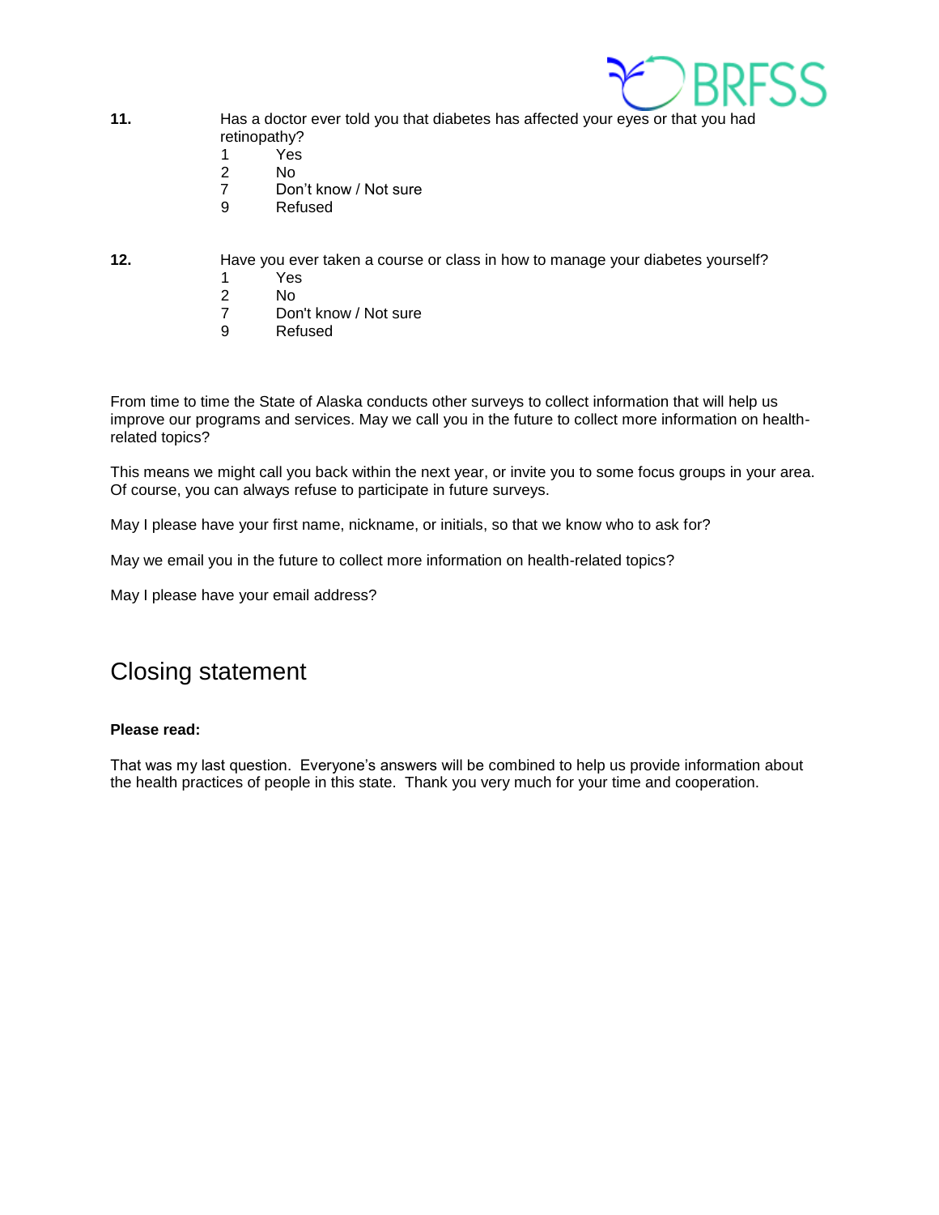**11.** Has a doctor ever told you that diabetes has affected your eyes or that you had retinopathy?

1 Yes
2 No
7 Don't know / Not sure
9 Refused

**12.** Have you ever taken a course or class in how to manage your diabetes yourself?

1 Yes
2 No
7 Don't know / Not sure
9 Refused

From time to time the State of Alaska conducts other surveys to collect information that will help us improve our programs and services. May we call you in the future to collect more information on health-related topics?

This means we might call you back within the next year, or invite you to some focus groups in your area. Of course, you can always refuse to participate in future surveys.

May I please have your first name, nickname, or initials, so that we know who to ask for?

May we email you in the future to collect more information on health-related topics?

May I please have your email address?

## Closing statement

**Please read:**

That was my last question. Everyone's answers will be combined to help us provide information about the health practices of people in this state. Thank you very much for your time and cooperation.